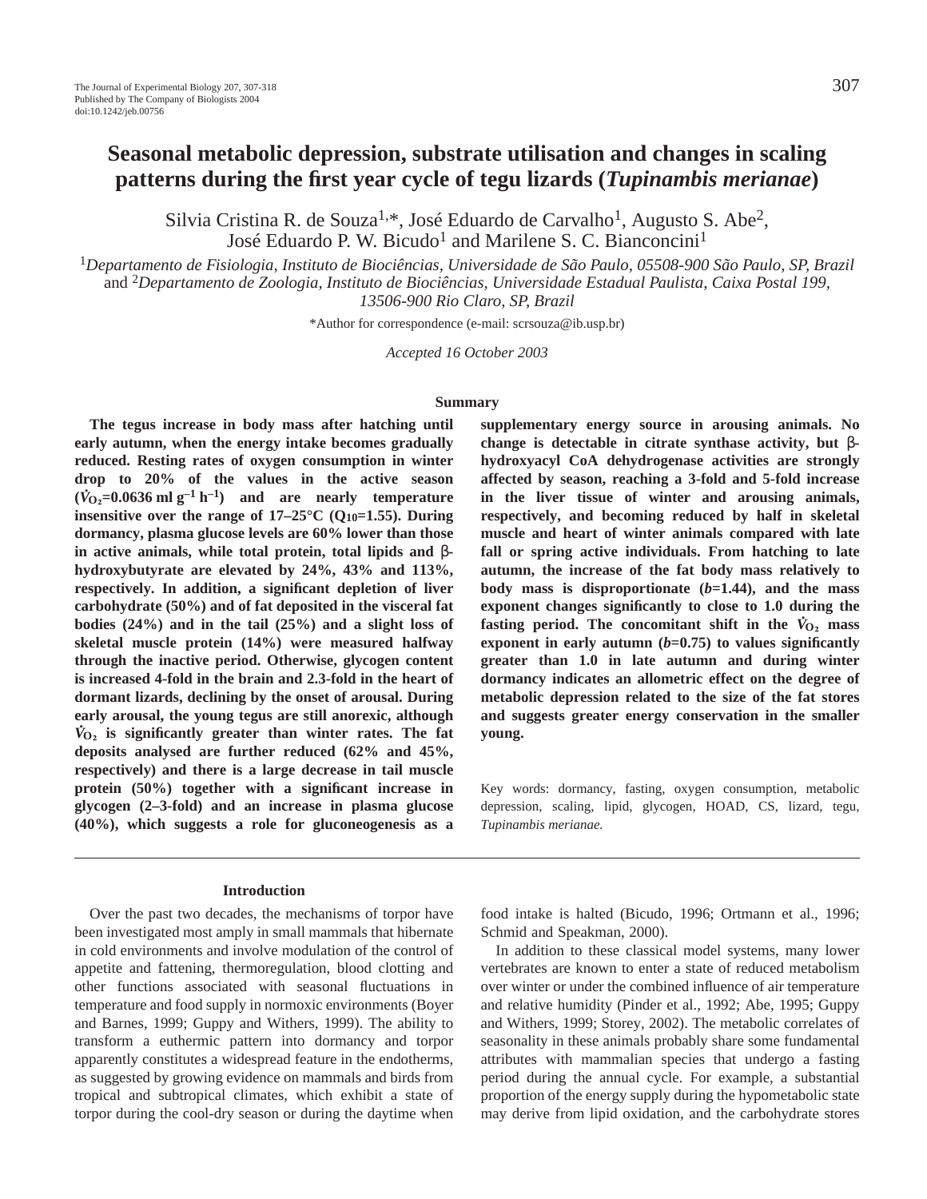# Seasonal metabolic depression, substrate utilisation and changes in scaling patterns during the first year cycle of tegu lizards (*Tupinambis merianae*)

Silvia Cristina R. de Souza[1,*], José Eduardo de Carvalho[1], Augusto S. Abe[2], José Eduardo P. W. Bicudo[1] and Marilene S. C. Bianconcini[1]

[1]*Departamento de Fisiologia, Instituto de Biociências, Universidade de São Paulo, 05508-900 São Paulo, SP, Brazil* and [2]*Departamento de Zoologia, Instituto de Biociências, Universidade Estadual Paulista, Caixa Postal 199, 13506-900 Rio Claro, SP, Brazil*

*Author for correspondence (e-mail: scrsouza@ib.usp.br)

*Accepted 16 October 2003*

## Summary

**The tegus increase in body mass after hatching until early autumn, when the energy intake becomes gradually reduced. Resting rates of oxygen consumption in winter drop to 20% of the values in the active season ($\dot{V}_{O_2}$=0.0636 ml g$^{-1}$ h$^{-1}$) and are nearly temperature insensitive over the range of 17–25°C ($Q_{10}$=1.55). During dormancy, plasma glucose levels are 60% lower than those in active animals, while total protein, total lipids and β-hydroxybutyrate are elevated by 24%, 43% and 113%, respectively. In addition, a significant depletion of liver carbohydrate (50%) and of fat deposited in the visceral fat bodies (24%) and in the tail (25%) and a slight loss of skeletal muscle protein (14%) were measured halfway through the inactive period. Otherwise, glycogen content is increased 4-fold in the brain and 2.3-fold in the heart of dormant lizards, declining by the onset of arousal. During early arousal, the young tegus are still anorexic, although $\dot{V}_{O_2}$ is significantly greater than winter rates. The fat deposits analysed are further reduced (62% and 45%, respectively) and there is a large decrease in tail muscle protein (50%) together with a significant increase in glycogen (2–3-fold) and an increase in plasma glucose (40%), which suggests a role for gluconeogenesis as a supplementary energy source in arousing animals. No change is detectable in citrate synthase activity, but β-hydroxyacyl CoA dehydrogenase activities are strongly affected by season, reaching a 3-fold and 5-fold increase in the liver tissue of winter and arousing animals, respectively, and becoming reduced by half in skeletal muscle and heart of winter animals compared with late fall or spring active individuals. From hatching to late autumn, the increase of the fat body mass relatively to body mass is disproportionate ($b$=1.44), and the mass exponent changes significantly to close to 1.0 during the fasting period. The concomitant shift in the $\dot{V}_{O_2}$ mass exponent in early autumn ($b$=0.75) to values significantly greater than 1.0 in late autumn and during winter dormancy indicates an allometric effect on the degree of metabolic depression related to the size of the fat stores and suggests greater energy conservation in the smaller young.**

Key words: dormancy, fasting, oxygen consumption, metabolic depression, scaling, lipid, glycogen, HOAD, CS, lizard, tegu, *Tupinambis merianae.*

## Introduction

Over the past two decades, the mechanisms of torpor have been investigated most amply in small mammals that hibernate in cold environments and involve modulation of the control of appetite and fattening, thermoregulation, blood clotting and other functions associated with seasonal fluctuations in temperature and food supply in normoxic environments (Boyer and Barnes, 1999; Guppy and Withers, 1999). The ability to transform a euthermic pattern into dormancy and torpor apparently constitutes a widespread feature in the endotherms, as suggested by growing evidence on mammals and birds from tropical and subtropical climates, which exhibit a state of torpor during the cool-dry season or during the daytime when food intake is halted (Bicudo, 1996; Ortmann et al., 1996; Schmid and Speakman, 2000).

In addition to these classical model systems, many lower vertebrates are known to enter a state of reduced metabolism over winter or under the combined influence of air temperature and relative humidity (Pinder et al., 1992; Abe, 1995; Guppy and Withers, 1999; Storey, 2002). The metabolic correlates of seasonality in these animals probably share some fundamental attributes with mammalian species that undergo a fasting period during the annual cycle. For example, a substantial proportion of the energy supply during the hypometabolic state may derive from lipid oxidation, and the carbohydrate stores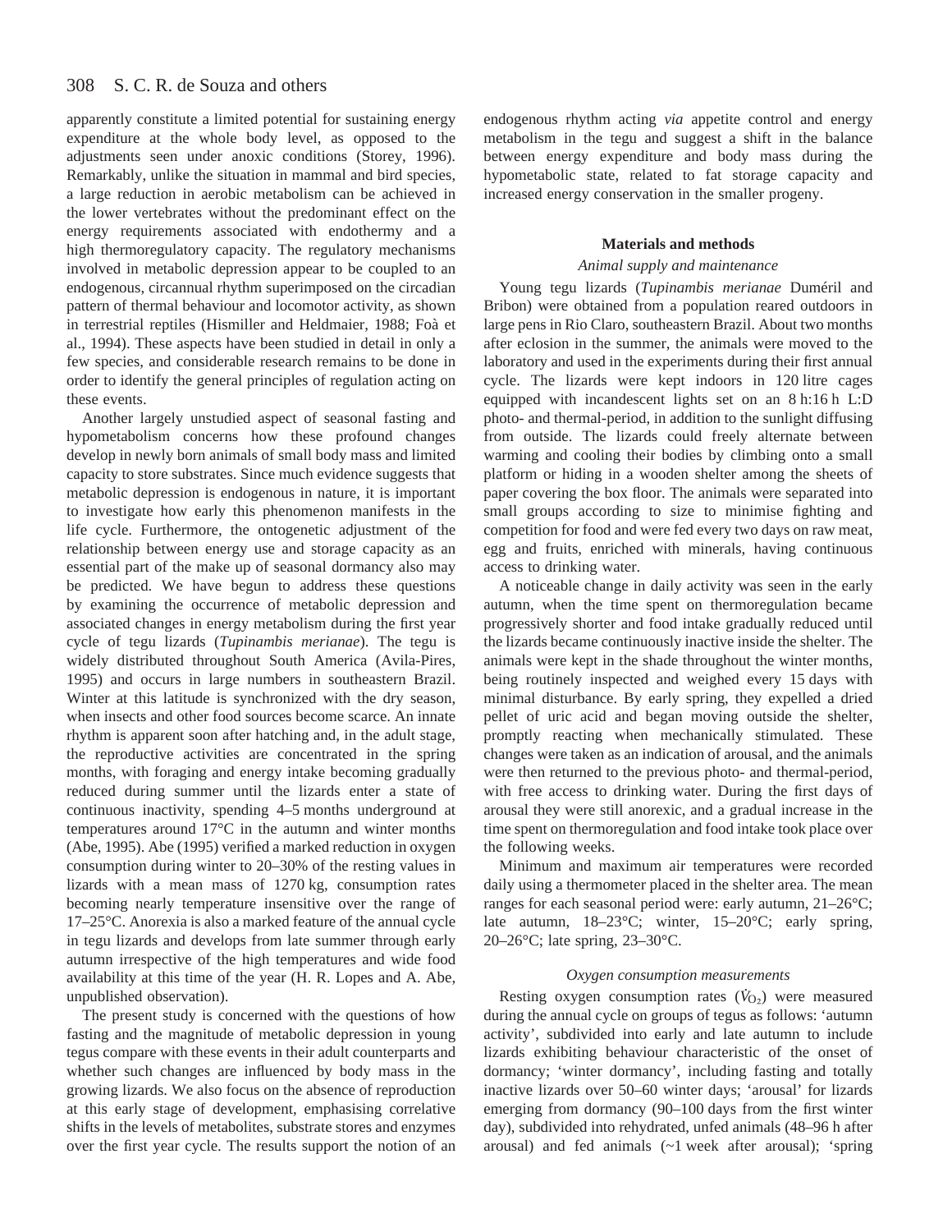apparently constitute a limited potential for sustaining energy expenditure at the whole body level, as opposed to the adjustments seen under anoxic conditions (Storey, 1996). Remarkably, unlike the situation in mammal and bird species, a large reduction in aerobic metabolism can be achieved in the lower vertebrates without the predominant effect on the energy requirements associated with endothermy and a high thermoregulatory capacity. The regulatory mechanisms involved in metabolic depression appear to be coupled to an endogenous, circannual rhythm superimposed on the circadian pattern of thermal behaviour and locomotor activity, as shown in terrestrial reptiles (Hismiller and Heldmaier, 1988; Foà et al., 1994). These aspects have been studied in detail in only a few species, and considerable research remains to be done in order to identify the general principles of regulation acting on these events.

Another largely unstudied aspect of seasonal fasting and hypometabolism concerns how these profound changes develop in newly born animals of small body mass and limited capacity to store substrates. Since much evidence suggests that metabolic depression is endogenous in nature, it is important to investigate how early this phenomenon manifests in the life cycle. Furthermore, the ontogenetic adjustment of the relationship between energy use and storage capacity as an essential part of the make up of seasonal dormancy also may be predicted. We have begun to address these questions by examining the occurrence of metabolic depression and associated changes in energy metabolism during the first year cycle of tegu lizards (*Tupinambis merianae*). The tegu is widely distributed throughout South America (Avila-Pires, 1995) and occurs in large numbers in southeastern Brazil. Winter at this latitude is synchronized with the dry season, when insects and other food sources become scarce. An innate rhythm is apparent soon after hatching and, in the adult stage, the reproductive activities are concentrated in the spring months, with foraging and energy intake becoming gradually reduced during summer until the lizards enter a state of continuous inactivity, spending 4–5 months underground at temperatures around 17°C in the autumn and winter months (Abe, 1995). Abe (1995) verified a marked reduction in oxygen consumption during winter to 20–30% of the resting values in lizards with a mean mass of 1270 kg, consumption rates becoming nearly temperature insensitive over the range of 17–25°C. Anorexia is also a marked feature of the annual cycle in tegu lizards and develops from late summer through early autumn irrespective of the high temperatures and wide food availability at this time of the year (H. R. Lopes and A. Abe, unpublished observation).

The present study is concerned with the questions of how fasting and the magnitude of metabolic depression in young tegus compare with these events in their adult counterparts and whether such changes are influenced by body mass in the growing lizards. We also focus on the absence of reproduction at this early stage of development, emphasising correlative shifts in the levels of metabolites, substrate stores and enzymes over the first year cycle. The results support the notion of an endogenous rhythm acting *via* appetite control and energy metabolism in the tegu and suggest a shift in the balance between energy expenditure and body mass during the hypometabolic state, related to fat storage capacity and increased energy conservation in the smaller progeny.

## Materials and methods

### *Animal supply and maintenance*

Young tegu lizards (*Tupinambis merianae* Duméril and Bribon) were obtained from a population reared outdoors in large pens in Rio Claro, southeastern Brazil. About two months after eclosion in the summer, the animals were moved to the laboratory and used in the experiments during their first annual cycle. The lizards were kept indoors in 120 litre cages equipped with incandescent lights set on an 8 h:16 h L:D photo- and thermal-period, in addition to the sunlight diffusing from outside. The lizards could freely alternate between warming and cooling their bodies by climbing onto a small platform or hiding in a wooden shelter among the sheets of paper covering the box floor. The animals were separated into small groups according to size to minimise fighting and competition for food and were fed every two days on raw meat, egg and fruits, enriched with minerals, having continuous access to drinking water.

A noticeable change in daily activity was seen in the early autumn, when the time spent on thermoregulation became progressively shorter and food intake gradually reduced until the lizards became continuously inactive inside the shelter. The animals were kept in the shade throughout the winter months, being routinely inspected and weighed every 15 days with minimal disturbance. By early spring, they expelled a dried pellet of uric acid and began moving outside the shelter, promptly reacting when mechanically stimulated. These changes were taken as an indication of arousal, and the animals were then returned to the previous photo- and thermal-period, with free access to drinking water. During the first days of arousal they were still anorexic, and a gradual increase in the time spent on thermoregulation and food intake took place over the following weeks.

Minimum and maximum air temperatures were recorded daily using a thermometer placed in the shelter area. The mean ranges for each seasonal period were: early autumn, 21–26°C; late autumn, 18–23°C; winter, 15–20°C; early spring, 20–26°C; late spring, 23–30°C.

### *Oxygen consumption measurements*

Resting oxygen consumption rates ($\dot{V}_{O_2}$) were measured during the annual cycle on groups of tegus as follows: 'autumn activity', subdivided into early and late autumn to include lizards exhibiting behaviour characteristic of the onset of dormancy; 'winter dormancy', including fasting and totally inactive lizards over 50–60 winter days; 'arousal' for lizards emerging from dormancy (90–100 days from the first winter day), subdivided into rehydrated, unfed animals (48–96 h after arousal) and fed animals (~1 week after arousal); 'spring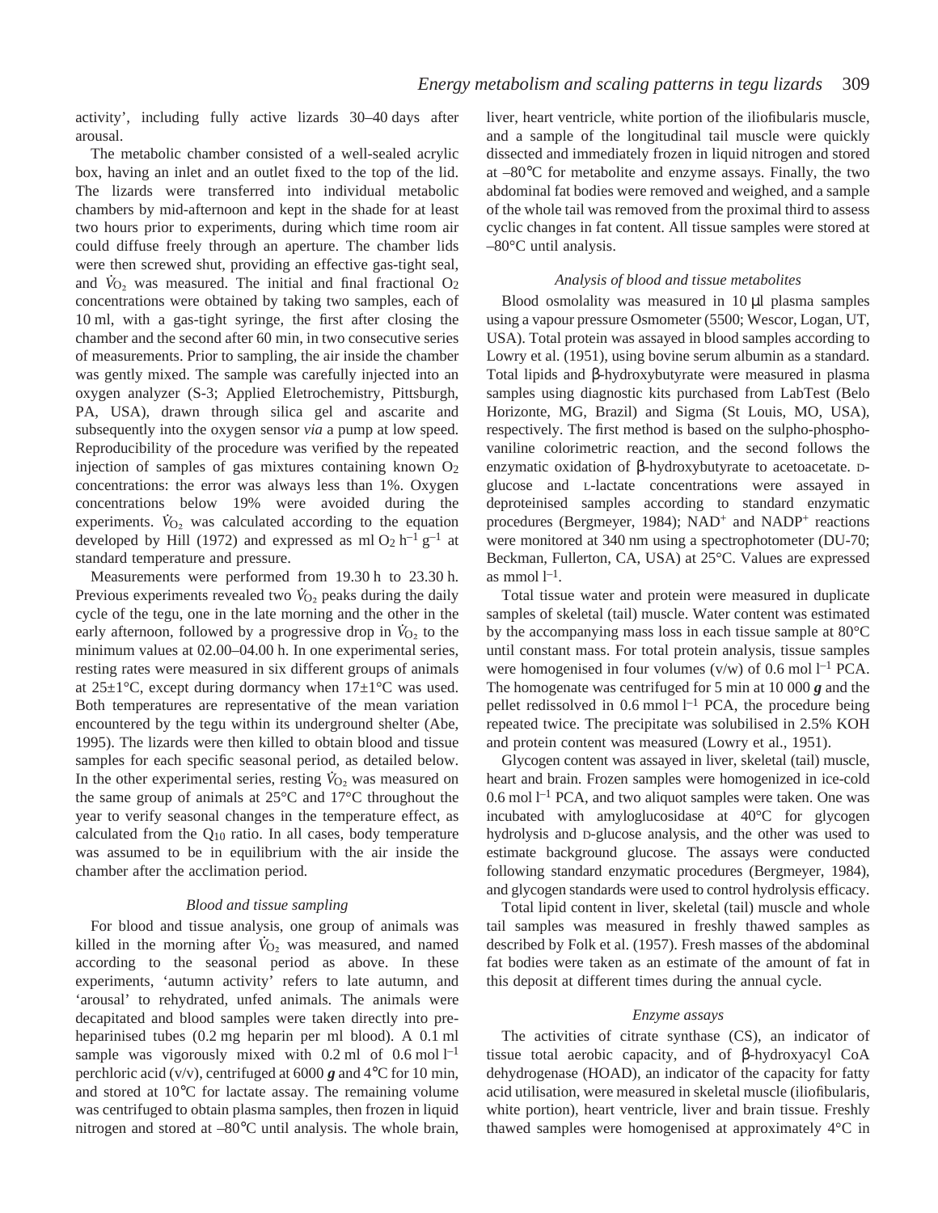activity', including fully active lizards 30–40 days after arousal.

The metabolic chamber consisted of a well-sealed acrylic box, having an inlet and an outlet fixed to the top of the lid. The lizards were transferred into individual metabolic chambers by mid-afternoon and kept in the shade for at least two hours prior to experiments, during which time room air could diffuse freely through an aperture. The chamber lids were then screwed shut, providing an effective gas-tight seal, and $\dot{V}_{O_2}$ was measured. The initial and final fractional $O_2$ concentrations were obtained by taking two samples, each of 10 ml, with a gas-tight syringe, the first after closing the chamber and the second after 60 min, in two consecutive series of measurements. Prior to sampling, the air inside the chamber was gently mixed. The sample was carefully injected into an oxygen analyzer (S-3; Applied Eletrochemistry, Pittsburgh, PA, USA), drawn through silica gel and ascarite and subsequently into the oxygen sensor *via* a pump at low speed. Reproducibility of the procedure was verified by the repeated injection of samples of gas mixtures containing known $O_2$ concentrations: the error was always less than 1%. Oxygen concentrations below 19% were avoided during the experiments. $\dot{V}_{O_2}$ was calculated according to the equation developed by Hill (1972) and expressed as ml $O_2$ $h^{-1}$ $g^{-1}$ at standard temperature and pressure.

Measurements were performed from 19.30 h to 23.30 h. Previous experiments revealed two $\dot{V}_{O_2}$ peaks during the daily cycle of the tegu, one in the late morning and the other in the early afternoon, followed by a progressive drop in $\dot{V}_{O_2}$ to the minimum values at 02.00–04.00 h. In one experimental series, resting rates were measured in six different groups of animals at 25±1°C, except during dormancy when 17±1°C was used. Both temperatures are representative of the mean variation encountered by the tegu within its underground shelter (Abe, 1995). The lizards were then killed to obtain blood and tissue samples for each specific seasonal period, as detailed below. In the other experimental series, resting $\dot{V}_{O_2}$ was measured on the same group of animals at 25°C and 17°C throughout the year to verify seasonal changes in the temperature effect, as calculated from the $Q_{10}$ ratio. In all cases, body temperature was assumed to be in equilibrium with the air inside the chamber after the acclimation period.

### *Blood and tissue sampling*

For blood and tissue analysis, one group of animals was killed in the morning after $\dot{V}_{O_2}$ was measured, and named according to the seasonal period as above. In these experiments, 'autumn activity' refers to late autumn, and 'arousal' to rehydrated, unfed animals. The animals were decapitated and blood samples were taken directly into pre-heparinised tubes (0.2 mg heparin per ml blood). A 0.1 ml sample was vigorously mixed with 0.2 ml of 0.6 mol $l^{-1}$ perchloric acid (v/v), centrifuged at 6000 ***g*** and 4°C for 10 min, and stored at 10°C for lactate assay. The remaining volume was centrifuged to obtain plasma samples, then frozen in liquid nitrogen and stored at –80°C until analysis. The whole brain, liver, heart ventricle, white portion of the iliofibularis muscle, and a sample of the longitudinal tail muscle were quickly dissected and immediately frozen in liquid nitrogen and stored at –80°C for metabolite and enzyme assays. Finally, the two abdominal fat bodies were removed and weighed, and a sample of the whole tail was removed from the proximal third to assess cyclic changes in fat content. All tissue samples were stored at –80°C until analysis.

### *Analysis of blood and tissue metabolites*

Blood osmolality was measured in 10 μl plasma samples using a vapour pressure Osmometer (5500; Wescor, Logan, UT, USA). Total protein was assayed in blood samples according to Lowry et al. (1951), using bovine serum albumin as a standard. Total lipids and β-hydroxybutyrate were measured in plasma samples using diagnostic kits purchased from LabTest (Belo Horizonte, MG, Brazil) and Sigma (St Louis, MO, USA), respectively. The first method is based on the sulpho-phospho-vaniline colorimetric reaction, and the second follows the enzymatic oxidation of β-hydroxybutyrate to acetoacetate. D-glucose and L-lactate concentrations were assayed in deproteinised samples according to standard enzymatic procedures (Bergmeyer, 1984); $NAD^+$ and $NADP^+$ reactions were monitored at 340 nm using a spectrophotometer (DU-70; Beckman, Fullerton, CA, USA) at 25°C. Values are expressed as mmol $l^{-1}$.

Total tissue water and protein were measured in duplicate samples of skeletal (tail) muscle. Water content was estimated by the accompanying mass loss in each tissue sample at 80°C until constant mass. For total protein analysis, tissue samples were homogenised in four volumes (v/w) of 0.6 mol $l^{-1}$ PCA. The homogenate was centrifuged for 5 min at 10 000 ***g*** and the pellet redissolved in 0.6 mmol $l^{-1}$ PCA, the procedure being repeated twice. The precipitate was solubilised in 2.5% KOH and protein content was measured (Lowry et al., 1951).

Glycogen content was assayed in liver, skeletal (tail) muscle, heart and brain. Frozen samples were homogenized in ice-cold 0.6 mol $l^{-1}$ PCA, and two aliquot samples were taken. One was incubated with amyloglucosidase at 40°C for glycogen hydrolysis and D-glucose analysis, and the other was used to estimate background glucose. The assays were conducted following standard enzymatic procedures (Bergmeyer, 1984), and glycogen standards were used to control hydrolysis efficacy.

Total lipid content in liver, skeletal (tail) muscle and whole tail samples was measured in freshly thawed samples as described by Folk et al. (1957). Fresh masses of the abdominal fat bodies were taken as an estimate of the amount of fat in this deposit at different times during the annual cycle.

### *Enzyme assays*

The activities of citrate synthase (CS), an indicator of tissue total aerobic capacity, and of β-hydroxyacyl CoA dehydrogenase (HOAD), an indicator of the capacity for fatty acid utilisation, were measured in skeletal muscle (iliofibularis, white portion), heart ventricle, liver and brain tissue. Freshly thawed samples were homogenised at approximately 4°C in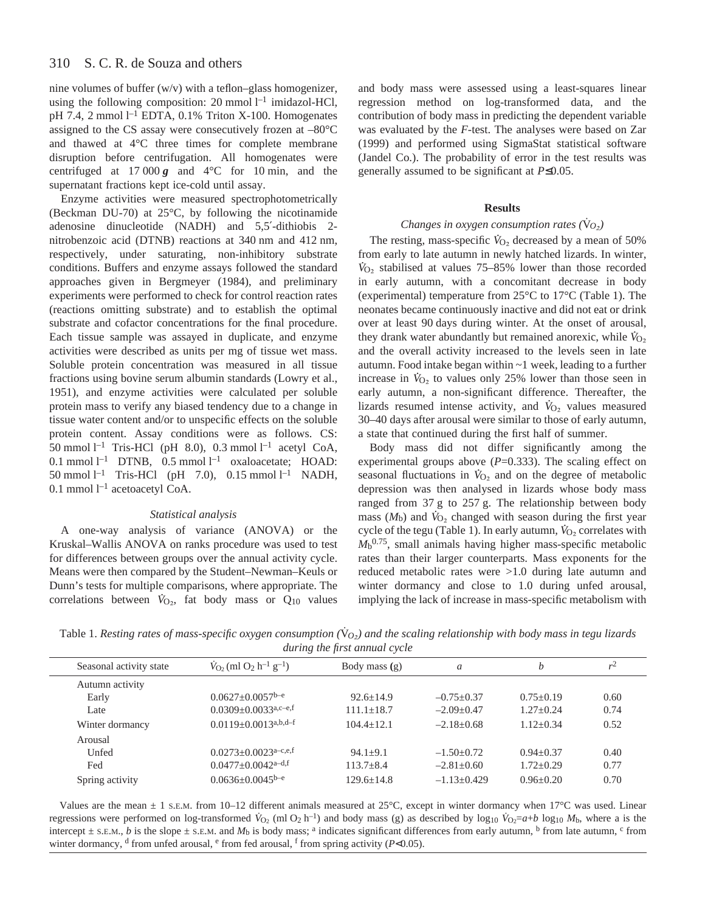nine volumes of buffer (w/v) with a teflon–glass homogenizer, using the following composition: 20 mmol $l^{-1}$ imidazol-HCl, pH 7.4, 2 mmol $l^{-1}$ EDTA, 0.1% Triton X-100. Homogenates assigned to the CS assay were consecutively frozen at –80°C and thawed at 4°C three times for complete membrane disruption before centrifugation. All homogenates were centrifuged at 17 000 ***g*** and 4°C for 10 min, and the supernatant fractions kept ice-cold until assay.

Enzyme activities were measured spectrophotometrically (Beckman DU-70) at 25°C, by following the nicotinamide adenosine dinucleotide (NADH) and 5,5′-dithiobis 2-nitrobenzoic acid (DTNB) reactions at 340 nm and 412 nm, respectively, under saturating, non-inhibitory substrate conditions. Buffers and enzyme assays followed the standard approaches given in Bergmeyer (1984), and preliminary experiments were performed to check for control reaction rates (reactions omitting substrate) and to establish the optimal substrate and cofactor concentrations for the final procedure. Each tissue sample was assayed in duplicate, and enzyme activities were described as units per mg of tissue wet mass. Soluble protein concentration was measured in all tissue fractions using bovine serum albumin standards (Lowry et al., 1951), and enzyme activities were calculated per soluble protein mass to verify any biased tendency due to a change in tissue water content and/or to unspecific effects on the soluble protein content. Assay conditions were as follows. CS: 50 mmol $l^{-1}$ Tris-HCl (pH 8.0), 0.3 mmol $l^{-1}$ acetyl CoA, 0.1 mmol $l^{-1}$ DTNB, 0.5 mmol $l^{-1}$ oxaloacetate; HOAD: 50 mmol $l^{-1}$ Tris-HCl (pH 7.0), 0.15 mmol $l^{-1}$ NADH, 0.1 mmol $l^{-1}$ acetoacetyl CoA.

### *Statistical analysis*

A one-way analysis of variance (ANOVA) or the Kruskal–Wallis ANOVA on ranks procedure was used to test for differences between groups over the annual activity cycle. Means were then compared by the Student–Newman–Keuls or Dunn's tests for multiple comparisons, where appropriate. The correlations between $\dot{V}_{O_2}$, fat body mass or $Q_{10}$ values and body mass were assessed using a least-squares linear regression method on log-transformed data, and the contribution of body mass in predicting the dependent variable was evaluated by the *F*-test. The analyses were based on Zar (1999) and performed using SigmaStat statistical software (Jandel Co.). The probability of error in the test results was generally assumed to be significant at $P\leq0.05$.

## Results

### *Changes in oxygen consumption rates ($\dot{V}_{O_2}$)*

The resting, mass-specific $\dot{V}_{O_2}$ decreased by a mean of 50% from early to late autumn in newly hatched lizards. In winter, $\dot{V}_{O_2}$ stabilised at values 75–85% lower than those recorded in early autumn, with a concomitant decrease in body (experimental) temperature from 25°C to 17°C (Table 1). The neonates became continuously inactive and did not eat or drink over at least 90 days during winter. At the onset of arousal, they drank water abundantly but remained anorexic, while $\dot{V}_{O_2}$ and the overall activity increased to the levels seen in late autumn. Food intake began within ~1 week, leading to a further increase in $\dot{V}_{O_2}$ to values only 25% lower than those seen in early autumn, a non-significant difference. Thereafter, the lizards resumed intense activity, and $\dot{V}_{O_2}$ values measured 30–40 days after arousal were similar to those of early autumn, a state that continued during the first half of summer.

Body mass did not differ significantly among the experimental groups above ($P$=0.333). The scaling effect on seasonal fluctuations in $\dot{V}_{O_2}$ and on the degree of metabolic depression was then analysed in lizards whose body mass ranged from 37 g to 257 g. The relationship between body mass ($M_b$) and $\dot{V}_{O_2}$ changed with season during the first year cycle of the tegu (Table 1). In early autumn, $\dot{V}_{O_2}$ correlates with $M_b^{0.75}$, small animals having higher mass-specific metabolic rates than their larger counterparts. Mass exponents for the reduced metabolic rates were >1.0 during late autumn and winter dormancy and close to 1.0 during unfed arousal, implying the lack of increase in mass-specific metabolism with

Table 1. *Resting rates of mass-specific oxygen consumption ($\dot{V}_{O_2}$) and the scaling relationship with body mass in tegu lizards during the first annual cycle*

| Seasonal activity state | $\dot{V}_{O_2}$ (ml $O_2$ $h^{-1}$ $g^{-1}$) | Body mass (g) | *a* | *b* | $r^2$ |
|---|---|---|---|---|---|
| Autumn activity | | | | | |
| Early | 0.0627±0.0057$^{b–e}$ | 92.6±14.9 | –0.75±0.37 | 0.75±0.19 | 0.60 |
| Late | 0.0309±0.0033$^{a,c–e,f}$ | 111.1±18.7 | –2.09±0.47 | 1.27±0.24 | 0.74 |
| Winter dormancy | 0.0119±0.0013$^{a,b,d–f}$ | 104.4±12.1 | –2.18±0.68 | 1.12±0.34 | 0.52 |
| Arousal | | | | | |
| Unfed | 0.0273±0.0023$^{a–c,e,f}$ | 94.1±9.1 | –1.50±0.72 | 0.94±0.37 | 0.40 |
| Fed | 0.0477±0.0042$^{a–d,f}$ | 113.7±8.4 | –2.81±0.60 | 1.72±0.29 | 0.77 |
| Spring activity | 0.0636±0.0045$^{b–e}$ | 129.6±14.8 | –1.13±0.429 | 0.96±0.20 | 0.70 |

Values are the mean ± 1 S.E.M. from 10–12 different animals measured at 25°C, except in winter dormancy when 17°C was used. Linear regressions were performed on log-transformed $\dot{V}_{O_2}$ (ml $O_2$ $h^{-1}$) and body mass (g) as described by $\log_{10} \dot{V}_{O_2}=a+b \log_{10} M_b$, where a is the intercept ± S.E.M., *b* is the slope ± S.E.M. and $M_b$ is body mass; [a] indicates significant differences from early autumn, [b] from late autumn, [c] from winter dormancy, [d] from unfed arousal, [e] from fed arousal, [f] from spring activity ($P$<0.05).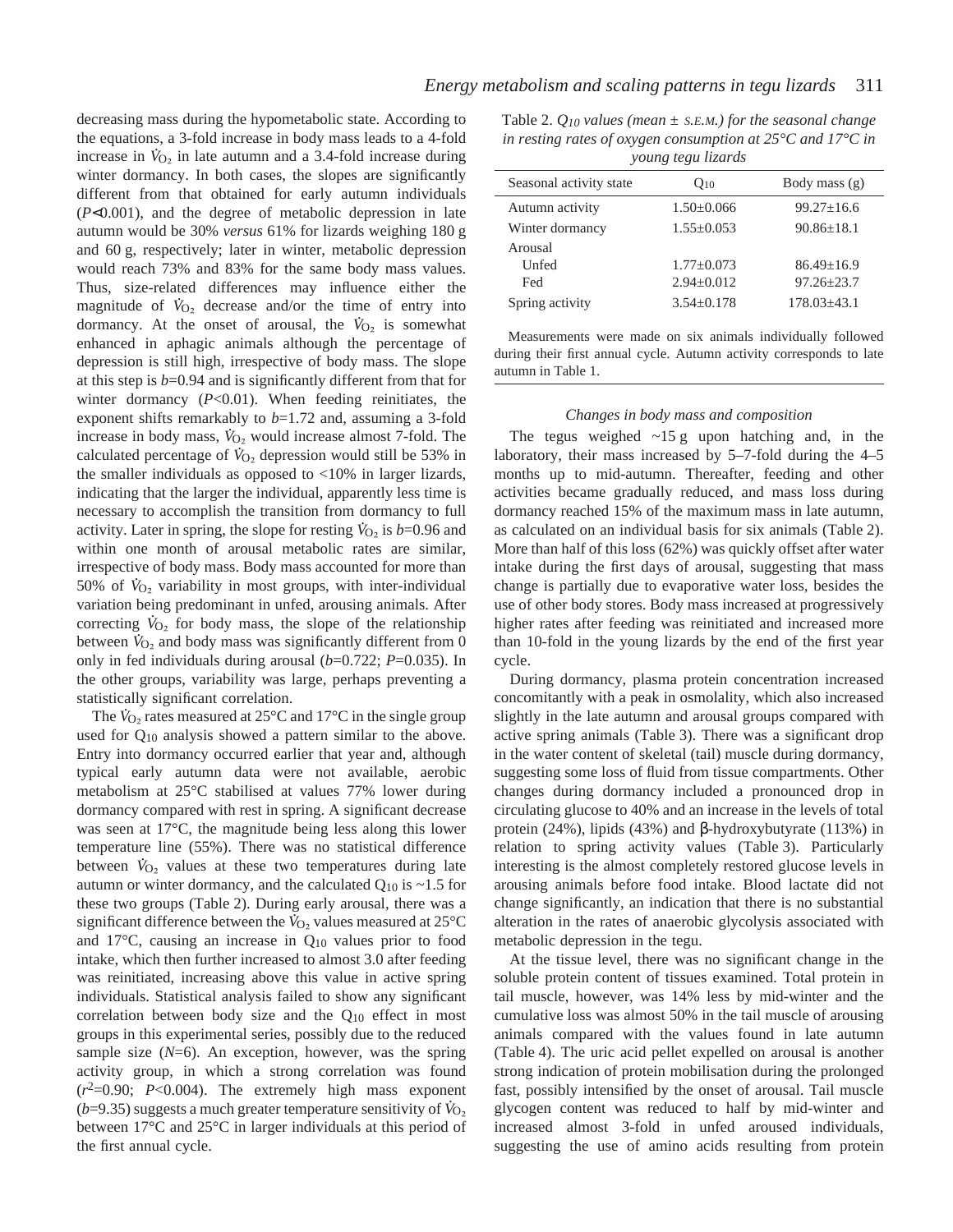decreasing mass during the hypometabolic state. According to the equations, a 3-fold increase in body mass leads to a 4-fold increase in $\dot{V}_{O_2}$ in late autumn and a 3.4-fold increase during winter dormancy. In both cases, the slopes are significantly different from that obtained for early autumn individuals ($P$<0.001), and the degree of metabolic depression in late autumn would be 30% *versus* 61% for lizards weighing 180 g and 60 g, respectively; later in winter, metabolic depression would reach 73% and 83% for the same body mass values. Thus, size-related differences may influence either the magnitude of $\dot{V}_{O_2}$ decrease and/or the time of entry into dormancy. At the onset of arousal, the $\dot{V}_{O_2}$ is somewhat enhanced in aphagic animals although the percentage of depression is still high, irrespective of body mass. The slope at this step is $b$=0.94 and is significantly different from that for winter dormancy ($P$<0.01). When feeding reinitiates, the exponent shifts remarkably to $b$=1.72 and, assuming a 3-fold increase in body mass, $\dot{V}_{O_2}$ would increase almost 7-fold. The calculated percentage of $\dot{V}_{O_2}$ depression would still be 53% in the smaller individuals as opposed to <10% in larger lizards, indicating that the larger the individual, apparently less time is necessary to accomplish the transition from dormancy to full activity. Later in spring, the slope for resting $\dot{V}_{O_2}$ is $b$=0.96 and within one month of arousal metabolic rates are similar, irrespective of body mass. Body mass accounted for more than 50% of $\dot{V}_{O_2}$ variability in most groups, with inter-individual variation being predominant in unfed, arousing animals. After correcting $\dot{V}_{O_2}$ for body mass, the slope of the relationship between $\dot{V}_{O_2}$ and body mass was significantly different from 0 only in fed individuals during arousal ($b$=0.722; $P$=0.035). In the other groups, variability was large, perhaps preventing a statistically significant correlation.

The $\dot{V}_{O_2}$ rates measured at 25°C and 17°C in the single group used for $Q_{10}$ analysis showed a pattern similar to the above. Entry into dormancy occurred earlier that year and, although typical early autumn data were not available, aerobic metabolism at 25°C stabilised at values 77% lower during dormancy compared with rest in spring. A significant decrease was seen at 17°C, the magnitude being less along this lower temperature line (55%). There was no statistical difference between $\dot{V}_{O_2}$ values at these two temperatures during late autumn or winter dormancy, and the calculated $Q_{10}$ is ~1.5 for these two groups (Table 2). During early arousal, there was a significant difference between the $\dot{V}_{O_2}$ values measured at 25°C and 17°C, causing an increase in $Q_{10}$ values prior to food intake, which then further increased to almost 3.0 after feeding was reinitiated, increasing above this value in active spring individuals. Statistical analysis failed to show any significant correlation between body size and the $Q_{10}$ effect in most groups in this experimental series, possibly due to the reduced sample size ($N$=6). An exception, however, was the spring activity group, in which a strong correlation was found ($r^2$=0.90; $P$<0.004). The extremely high mass exponent ($b$=9.35) suggests a much greater temperature sensitivity of $\dot{V}_{O_2}$ between 17°C and 25°C in larger individuals at this period of the first annual cycle.

Table 2. *$Q_{10}$ values (mean ± S.E.M.) for the seasonal change in resting rates of oxygen consumption at 25°C and 17°C in young tegu lizards*

| Seasonal activity state | $Q_{10}$ | Body mass (g) |
|---|---|---|
| Autumn activity | 1.50±0.066 | 99.27±16.6 |
| Winter dormancy | 1.55±0.053 | 90.86±18.1 |
| Arousal | | |
| Unfed | 1.77±0.073 | 86.49±16.9 |
| Fed | 2.94±0.012 | 97.26±23.7 |
| Spring activity | 3.54±0.178 | 178.03±43.1 |

Measurements were made on six animals individually followed during their first annual cycle. Autumn activity corresponds to late autumn in Table 1.

### *Changes in body mass and composition*

The tegus weighed ~15 g upon hatching and, in the laboratory, their mass increased by 5–7-fold during the 4–5 months up to mid-autumn. Thereafter, feeding and other activities became gradually reduced, and mass loss during dormancy reached 15% of the maximum mass in late autumn, as calculated on an individual basis for six animals (Table 2). More than half of this loss (62%) was quickly offset after water intake during the first days of arousal, suggesting that mass change is partially due to evaporative water loss, besides the use of other body stores. Body mass increased at progressively higher rates after feeding was reinitiated and increased more than 10-fold in the young lizards by the end of the first year cycle.

During dormancy, plasma protein concentration increased concomitantly with a peak in osmolality, which also increased slightly in the late autumn and arousal groups compared with active spring animals (Table 3). There was a significant drop in the water content of skeletal (tail) muscle during dormancy, suggesting some loss of fluid from tissue compartments. Other changes during dormancy included a pronounced drop in circulating glucose to 40% and an increase in the levels of total protein (24%), lipids (43%) and β-hydroxybutyrate (113%) in relation to spring activity values (Table 3). Particularly interesting is the almost completely restored glucose levels in arousing animals before food intake. Blood lactate did not change significantly, an indication that there is no substantial alteration in the rates of anaerobic glycolysis associated with metabolic depression in the tegu.

At the tissue level, there was no significant change in the soluble protein content of tissues examined. Total protein in tail muscle, however, was 14% less by mid-winter and the cumulative loss was almost 50% in the tail muscle of arousing animals compared with the values found in late autumn (Table 4). The uric acid pellet expelled on arousal is another strong indication of protein mobilisation during the prolonged fast, possibly intensified by the onset of arousal. Tail muscle glycogen content was reduced to half by mid-winter and increased almost 3-fold in unfed aroused individuals, suggesting the use of amino acids resulting from protein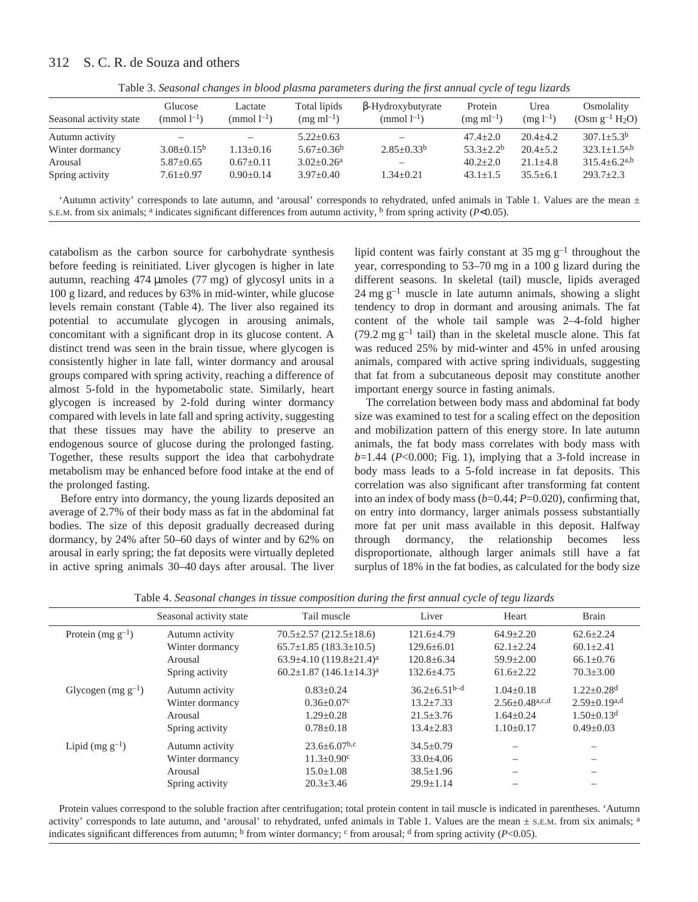Table 3. *Seasonal changes in blood plasma parameters during the first annual cycle of tegu lizards*

| Seasonal activity state | Glucose ($mmol\ l^{-1}$) | Lactate ($mmol\ l^{-1}$) | Total lipids ($mg\ ml^{-1}$) | β-Hydroxybutyrate ($mmol\ l^{-1}$) | Protein ($mg\ ml^{-1}$) | Urea ($mg\ l^{-1}$) | Osmolality ($Osm\ g^{-1}\ H_2O$) |
|---|---|---|---|---|---|---|---|
| Autumn activity | – | – | 5.22±0.63 | – | 47.4±2.0 | 20.4±4.2 | 307.1±5.3[b] |
| Winter dormancy | 3.08±0.15[b] | 1.13±0.16 | 5.67±0.36[b] | 2.85±0.33[b] | 53.3±2.2[b] | 20.4±5.2 | 323.1±1.5[a,b] |
| Arousal | 5.87±0.65 | 0.67±0.11 | 3.02±0.26[a] | – | 40.2±2.0 | 21.1±4.8 | 315.4±6.2[a,b] |
| Spring activity | 7.61±0.97 | 0.90±0.14 | 3.97±0.40 | 1.34±0.21 | 43.1±1.5 | 35.5±6.1 | 293.7±2.3 |

'Autumn activity' corresponds to late autumn, and 'arousal' corresponds to rehydrated, unfed animals in Table 1. Values are the mean ± S.E.M. from six animals; [a] indicates significant differences from autumn activity, [b] from spring activity ($P$<0.05).

catabolism as the carbon source for carbohydrate synthesis before feeding is reinitiated. Liver glycogen is higher in late autumn, reaching 474 μmoles (77 mg) of glycosyl units in a 100 g lizard, and reduces by 63% in mid-winter, while glucose levels remain constant (Table 4). The liver also regained its potential to accumulate glycogen in arousing animals, concomitant with a significant drop in its glucose content. A distinct trend was seen in the brain tissue, where glycogen is consistently higher in late fall, winter dormancy and arousal groups compared with spring activity, reaching a difference of almost 5-fold in the hypometabolic state. Similarly, heart glycogen is increased by 2-fold during winter dormancy compared with levels in late fall and spring activity, suggesting that these tissues may have the ability to preserve an endogenous source of glucose during the prolonged fasting. Together, these results support the idea that carbohydrate metabolism may be enhanced before food intake at the end of the prolonged fasting.

Before entry into dormancy, the young lizards deposited an average of 2.7% of their body mass as fat in the abdominal fat bodies. The size of this deposit gradually decreased during dormancy, by 24% after 50–60 days of winter and by 62% on arousal in early spring; the fat deposits were virtually depleted in active spring animals 30–40 days after arousal. The liver lipid content was fairly constant at 35 $mg\ g^{-1}$ throughout the year, corresponding to 53–70 mg in a 100 g lizard during the different seasons. In skeletal (tail) muscle, lipids averaged 24 $mg\ g^{-1}$ muscle in late autumn animals, showing a slight tendency to drop in dormant and arousing animals. The fat content of the whole tail sample was 2–4-fold higher (79.2 $mg\ g^{-1}$ tail) than in the skeletal muscle alone. This fat was reduced 25% by mid-winter and 45% in unfed arousing animals, compared with active spring individuals, suggesting that fat from a subcutaneous deposit may constitute another important energy source in fasting animals.

The correlation between body mass and abdominal fat body size was examined to test for a scaling effect on the deposition and mobilization pattern of this energy store. In late autumn animals, the fat body mass correlates with body mass with $b$=1.44 ($P$<0.000; Fig. 1), implying that a 3-fold increase in body mass leads to a 5-fold increase in fat deposits. This correlation was also significant after transforming fat content into an index of body mass ($b$=0.44; $P$=0.020), confirming that, on entry into dormancy, larger animals possess substantially more fat per unit mass available in this deposit. Halfway through dormancy, the relationship becomes less disproportionate, although larger animals still have a fat surplus of 18% in the fat bodies, as calculated for the body size

Table 4. *Seasonal changes in tissue composition during the first annual cycle of tegu lizards*

| | Seasonal activity state | Tail muscle | Liver | Heart | Brain |
|---|---|---|---|---|---|
| Protein ($mg\ g^{-1}$) | Autumn activity | 70.5±2.57 (212.5±18.6) | 121.6±4.79 | 64.9±2.20 | 62.6±2.24 |
| | Winter dormancy | 65.7±1.85 (183.3±10.5) | 129.6±6.01 | 62.1±2.24 | 60.1±2.41 |
| | Arousal | 63.9±4.10 (119.8±21.4)[a] | 120.8±6.34 | 59.9±2.00 | 66.1±0.76 |
| | Spring activity | 60.2±1.87 (146.1±14.3)[a] | 132.6±4.75 | 61.6±2.22 | 70.3±3.00 |
| Glycogen ($mg\ g^{-1}$) | Autumn activity | 0.83±0.24 | 36.2±6.51[b–d] | 1.04±0.18 | 1.22±0.28[d] |
| | Winter dormancy | 0.36±0.07[c] | 13.2±7.33 | 2.56±0.48[a,c,d] | 2.59±0.19[a,d] |
| | Arousal | 1.29±0.28 | 21.5±3.76 | 1.64±0.24 | 1.50±0.13[d] |
| | Spring activity | 0.78±0.18 | 13.4±2.83 | 1.10±0.17 | 0.49±0.03 |
| Lipid ($mg\ g^{-1}$) | Autumn activity | 23.6±6.07[b,c] | 34.5±0.79 | – | – |
| | Winter dormancy | 11.3±0.90[c] | 33.0±4.06 | – | – |
| | Arousal | 15.0±1.08 | 38.5±1.96 | – | – |
| | Spring activity | 20.3±3.46 | 29.9±1.14 | – | – |

Protein values correspond to the soluble fraction after centrifugation; total protein content in tail muscle is indicated in parentheses. 'Autumn activity' corresponds to late autumn, and 'arousal' to rehydrated, unfed animals in Table 1. Values are the mean ± S.E.M. from six animals; [a] indicates significant differences from autumn; [b] from winter dormancy; [c] from arousal; [d] from spring activity ($P$<0.05).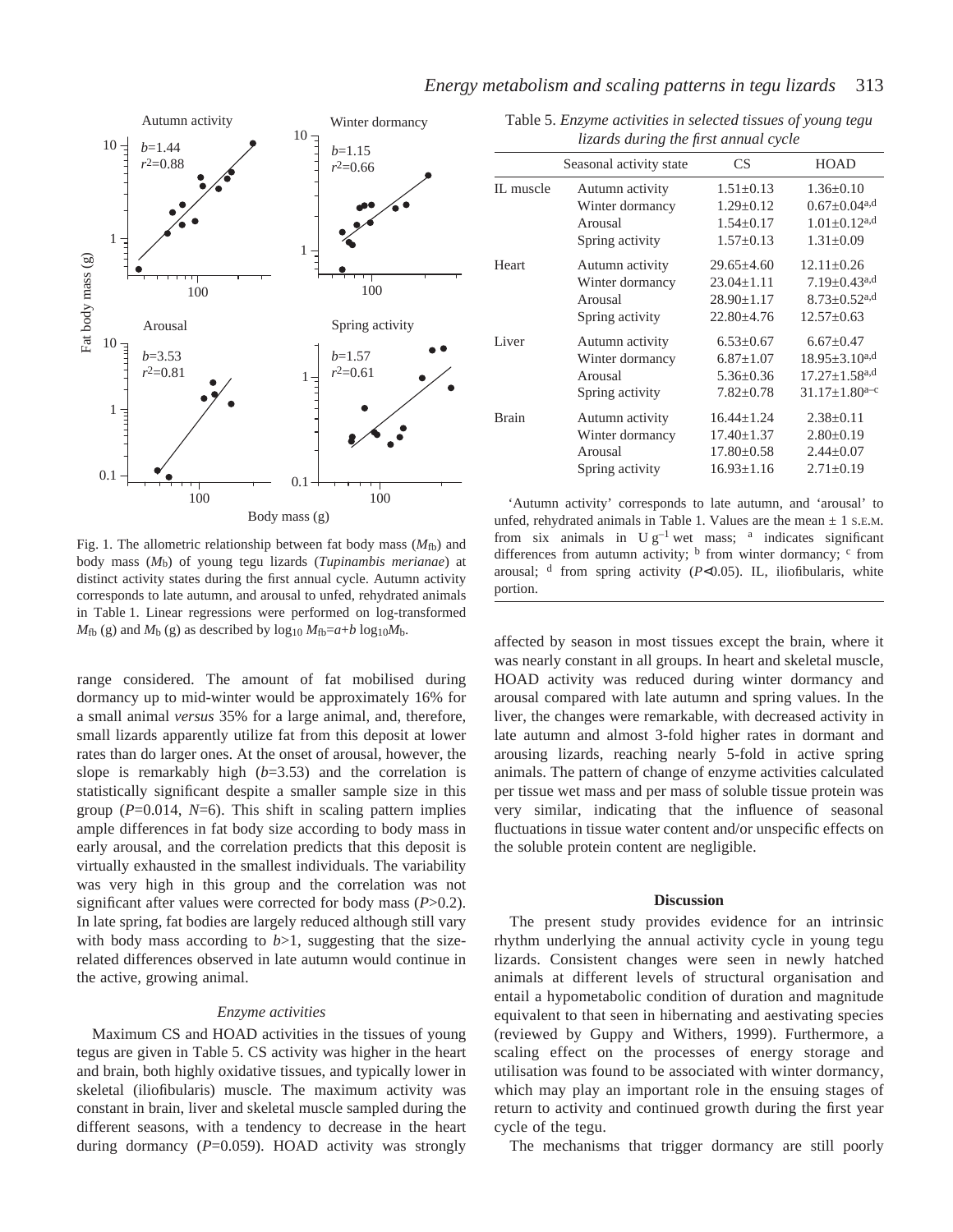Fig. 1. The allometric relationship between fat body mass ($M_{fb}$) and body mass ($M_b$) of young tegu lizards (*Tupinambis merianae*) at distinct activity states during the first annual cycle. Autumn activity corresponds to late autumn, and arousal to unfed, rehydrated animals in Table 1. Linear regressions were performed on log-transformed $M_{fb}$ (g) and $M_b$ (g) as described by $\log_{10} M_{fb}=a+b \log_{10}M_b$.

range considered. The amount of fat mobilised during dormancy up to mid-winter would be approximately 16% for a small animal *versus* 35% for a large animal, and, therefore, small lizards apparently utilize fat from this deposit at lower rates than do larger ones. At the onset of arousal, however, the slope is remarkably high ($b$=3.53) and the correlation is statistically significant despite a smaller sample size in this group ($P$=0.014, $N$=6). This shift in scaling pattern implies ample differences in fat body size according to body mass in early arousal, and the correlation predicts that this deposit is virtually exhausted in the smallest individuals. The variability was very high in this group and the correlation was not significant after values were corrected for body mass ($P$>0.2). In late spring, fat bodies are largely reduced although still vary with body mass according to $b$>1, suggesting that the size-related differences observed in late autumn would continue in the active, growing animal.

### *Enzyme activities*

Maximum CS and HOAD activities in the tissues of young tegus are given in Table 5. CS activity was higher in the heart and brain, both highly oxidative tissues, and typically lower in skeletal (iliofibularis) muscle. The maximum activity was constant in brain, liver and skeletal muscle sampled during the different seasons, with a tendency to decrease in the heart during dormancy ($P$=0.059). HOAD activity was strongly affected by season in most tissues except the brain, where it was nearly constant in all groups. In heart and skeletal muscle, HOAD activity was reduced during winter dormancy and arousal compared with late autumn and spring values. In the liver, the changes were remarkable, with decreased activity in late autumn and almost 3-fold higher rates in dormant and arousing lizards, reaching nearly 5-fold in active spring animals. The pattern of change of enzyme activities calculated per tissue wet mass and per mass of soluble tissue protein was very similar, indicating that the influence of seasonal fluctuations in tissue water content and/or unspecific effects on the soluble protein content are negligible.

Table 5. *Enzyme activities in selected tissues of young tegu lizards during the first annual cycle*

| | Seasonal activity state | CS | HOAD |
|---|---|---|---|
| IL muscle | Autumn activity | 1.51±0.13 | 1.36±0.10 |
| | Winter dormancy | 1.29±0.12 | 0.67±0.04[a,d] |
| | Arousal | 1.54±0.17 | 1.01±0.12[a,d] |
| | Spring activity | 1.57±0.13 | 1.31±0.09 |
| Heart | Autumn activity | 29.65±4.60 | 12.11±0.26 |
| | Winter dormancy | 23.04±1.11 | 7.19±0.43[a,d] |
| | Arousal | 28.90±1.17 | 8.73±0.52[a,d] |
| | Spring activity | 22.80±4.76 | 12.57±0.63 |
| Liver | Autumn activity | 6.53±0.67 | 6.67±0.47 |
| | Winter dormancy | 6.87±1.07 | 18.95±3.10[a,d] |
| | Arousal | 5.36±0.36 | 17.27±1.58[a,d] |
| | Spring activity | 7.82±0.78 | 31.17±1.80[a–c] |
| Brain | Autumn activity | 16.44±1.24 | 2.38±0.11 |
| | Winter dormancy | 17.40±1.37 | 2.80±0.19 |
| | Arousal | 17.80±0.58 | 2.44±0.07 |
| | Spring activity | 16.93±1.16 | 2.71±0.19 |

'Autumn activity' corresponds to late autumn, and 'arousal' to unfed, rehydrated animals in Table 1. Values are the mean ± 1 S.E.M. from six animals in U $g^{-1}$ wet mass; [a] indicates significant differences from autumn activity; [b] from winter dormancy; [c] from arousal; [d] from spring activity ($P$<0.05). IL, iliofibularis, white portion.

## Discussion

The present study provides evidence for an intrinsic rhythm underlying the annual activity cycle in young tegu lizards. Consistent changes were seen in newly hatched animals at different levels of structural organisation and entail a hypometabolic condition of duration and magnitude equivalent to that seen in hibernating and aestivating species (reviewed by Guppy and Withers, 1999). Furthermore, a scaling effect on the processes of energy storage and utilisation was found to be associated with winter dormancy, which may play an important role in the ensuing stages of return to activity and continued growth during the first year cycle of the tegu.

The mechanisms that trigger dormancy are still poorly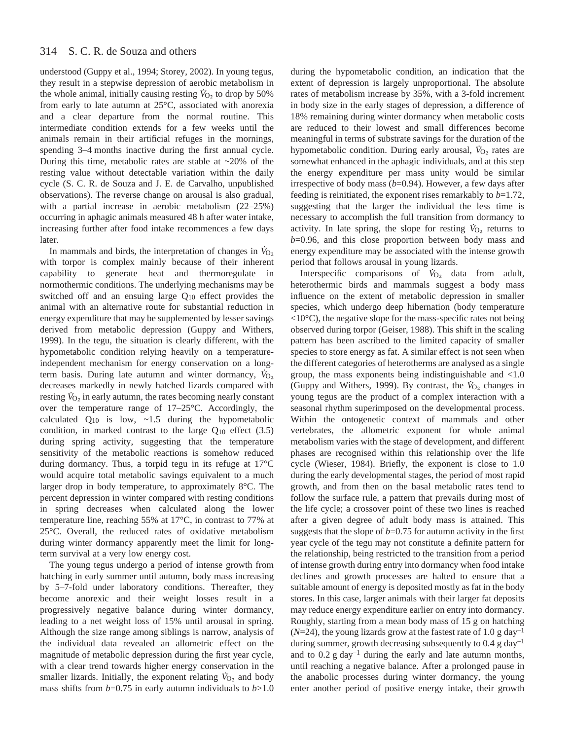understood (Guppy et al., 1994; Storey, 2002). In young tegus, they result in a stepwise depression of aerobic metabolism in the whole animal, initially causing resting $\dot{V}_{O_2}$ to drop by 50% from early to late autumn at 25°C, associated with anorexia and a clear departure from the normal routine. This intermediate condition extends for a few weeks until the animals remain in their artificial refuges in the mornings, spending 3–4 months inactive during the first annual cycle. During this time, metabolic rates are stable at ~20% of the resting value without detectable variation within the daily cycle (S. C. R. de Souza and J. E. de Carvalho, unpublished observations). The reverse change on arousal is also gradual, with a partial increase in aerobic metabolism (22–25%) occurring in aphagic animals measured 48 h after water intake, increasing further after food intake recommences a few days later.

In mammals and birds, the interpretation of changes in $\dot{V}_{O_2}$ with torpor is complex mainly because of their inherent capability to generate heat and thermoregulate in normothermic conditions. The underlying mechanisms may be switched off and an ensuing large $Q_{10}$ effect provides the animal with an alternative route for substantial reduction in energy expenditure that may be supplemented by lesser savings derived from metabolic depression (Guppy and Withers, 1999). In the tegu, the situation is clearly different, with the hypometabolic condition relying heavily on a temperature-independent mechanism for energy conservation on a long-term basis. During late autumn and winter dormancy, $\dot{V}_{O_2}$ decreases markedly in newly hatched lizards compared with resting $\dot{V}_{O_2}$ in early autumn, the rates becoming nearly constant over the temperature range of 17–25°C. Accordingly, the calculated $Q_{10}$ is low, ~1.5 during the hypometabolic condition, in marked contrast to the large $Q_{10}$ effect (3.5) during spring activity, suggesting that the temperature sensitivity of the metabolic reactions is somehow reduced during dormancy. Thus, a torpid tegu in its refuge at 17°C would acquire total metabolic savings equivalent to a much larger drop in body temperature, to approximately 8°C. The percent depression in winter compared with resting conditions in spring decreases when calculated along the lower temperature line, reaching 55% at 17°C, in contrast to 77% at 25°C. Overall, the reduced rates of oxidative metabolism during winter dormancy apparently meet the limit for long-term survival at a very low energy cost.

The young tegus undergo a period of intense growth from hatching in early summer until autumn, body mass increasing by 5–7-fold under laboratory conditions. Thereafter, they become anorexic and their weight losses result in a progressively negative balance during winter dormancy, leading to a net weight loss of 15% until arousal in spring. Although the size range among siblings is narrow, analysis of the individual data revealed an allometric effect on the magnitude of metabolic depression during the first year cycle, with a clear trend towards higher energy conservation in the smaller lizards. Initially, the exponent relating $\dot{V}_{O_2}$ and body mass shifts from $b$=0.75 in early autumn individuals to $b$>1.0 during the hypometabolic condition, an indication that the extent of depression is largely unproportional. The absolute rates of metabolism increase by 35%, with a 3-fold increment in body size in the early stages of depression, a difference of 18% remaining during winter dormancy when metabolic costs are reduced to their lowest and small differences become meaningful in terms of substrate savings for the duration of the hypometabolic condition. During early arousal, $\dot{V}_{O_2}$ rates are somewhat enhanced in the aphagic individuals, and at this step the energy expenditure per mass unity would be similar irrespective of body mass ($b$=0.94). However, a few days after feeding is reinitiated, the exponent rises remarkably to $b$=1.72, suggesting that the larger the individual the less time is necessary to accomplish the full transition from dormancy to activity. In late spring, the slope for resting $\dot{V}_{O_2}$ returns to $b$=0.96, and this close proportion between body mass and energy expenditure may be associated with the intense growth period that follows arousal in young lizards.

Interspecific comparisons of $\dot{V}_{O_2}$ data from adult, heterothermic birds and mammals suggest a body mass influence on the extent of metabolic depression in smaller species, which undergo deep hibernation (body temperature <10°C), the negative slope for the mass-specific rates not being observed during torpor (Geiser, 1988). This shift in the scaling pattern has been ascribed to the limited capacity of smaller species to store energy as fat. A similar effect is not seen when the different categories of heterotherms are analysed as a single group, the mass exponents being indistinguishable and <1.0 (Guppy and Withers, 1999). By contrast, the $\dot{V}_{O_2}$ changes in young tegus are the product of a complex interaction with a seasonal rhythm superimposed on the developmental process. Within the ontogenetic context of mammals and other vertebrates, the allometric exponent for whole animal metabolism varies with the stage of development, and different phases are recognised within this relationship over the life cycle (Wieser, 1984). Briefly, the exponent is close to 1.0 during the early developmental stages, the period of most rapid growth, and from then on the basal metabolic rates tend to follow the surface rule, a pattern that prevails during most of the life cycle; a crossover point of these two lines is reached after a given degree of adult body mass is attained. This suggests that the slope of $b$=0.75 for autumn activity in the first year cycle of the tegu may not constitute a definite pattern for the relationship, being restricted to the transition from a period of intense growth during entry into dormancy when food intake declines and growth processes are halted to ensure that a suitable amount of energy is deposited mostly as fat in the body stores. In this case, larger animals with their larger fat deposits may reduce energy expenditure earlier on entry into dormancy. Roughly, starting from a mean body mass of 15 g on hatching ($N$=24), the young lizards grow at the fastest rate of 1.0 g day$^{-1}$ during summer, growth decreasing subsequently to 0.4 g day$^{-1}$ and to 0.2 g day$^{-1}$ during the early and late autumn months, until reaching a negative balance. After a prolonged pause in the anabolic processes during winter dormancy, the young enter another period of positive energy intake, their growth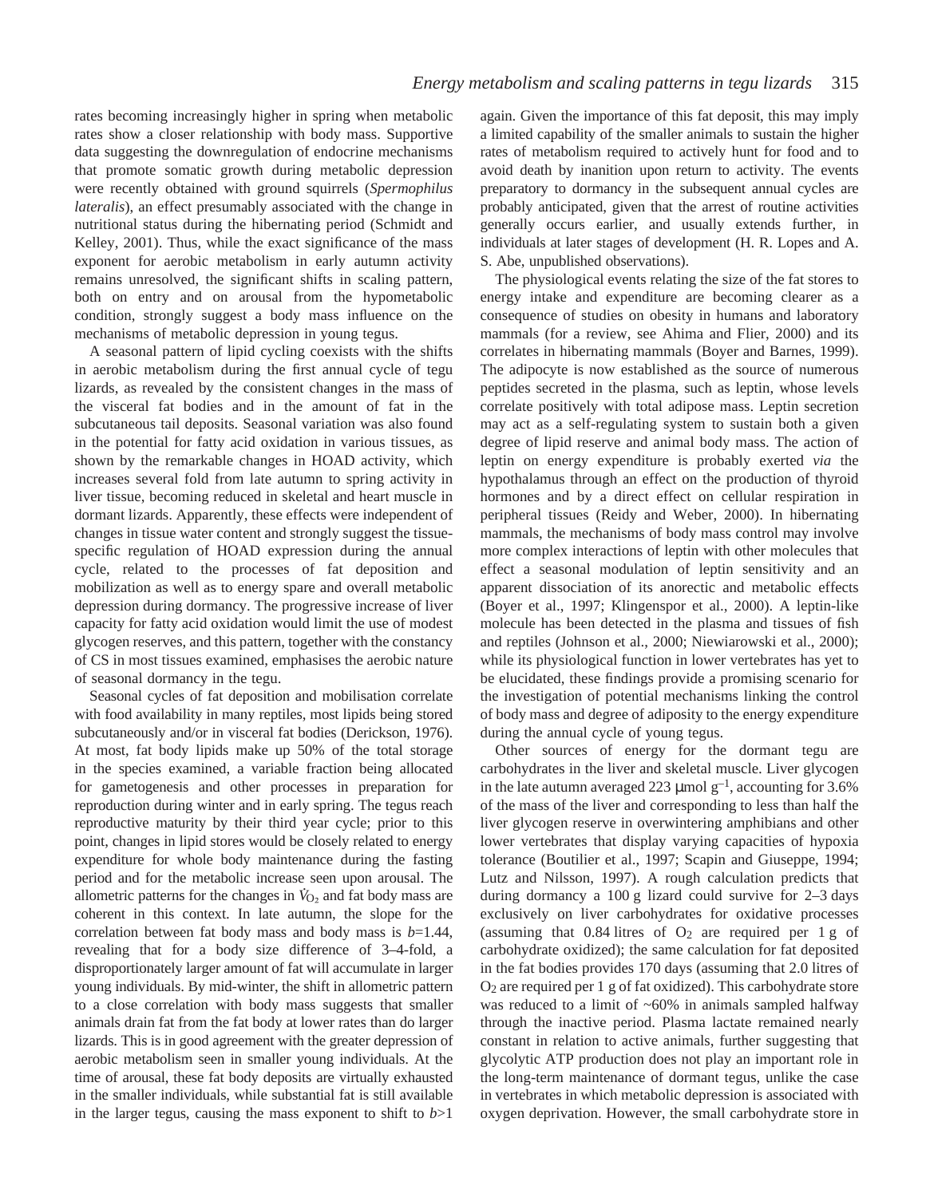rates becoming increasingly higher in spring when metabolic rates show a closer relationship with body mass. Supportive data suggesting the downregulation of endocrine mechanisms that promote somatic growth during metabolic depression were recently obtained with ground squirrels (*Spermophilus lateralis*), an effect presumably associated with the change in nutritional status during the hibernating period (Schmidt and Kelley, 2001). Thus, while the exact significance of the mass exponent for aerobic metabolism in early autumn activity remains unresolved, the significant shifts in scaling pattern, both on entry and on arousal from the hypometabolic condition, strongly suggest a body mass influence on the mechanisms of metabolic depression in young tegus.

A seasonal pattern of lipid cycling coexists with the shifts in aerobic metabolism during the first annual cycle of tegu lizards, as revealed by the consistent changes in the mass of the visceral fat bodies and in the amount of fat in the subcutaneous tail deposits. Seasonal variation was also found in the potential for fatty acid oxidation in various tissues, as shown by the remarkable changes in HOAD activity, which increases several fold from late autumn to spring activity in liver tissue, becoming reduced in skeletal and heart muscle in dormant lizards. Apparently, these effects were independent of changes in tissue water content and strongly suggest the tissue-specific regulation of HOAD expression during the annual cycle, related to the processes of fat deposition and mobilization as well as to energy spare and overall metabolic depression during dormancy. The progressive increase of liver capacity for fatty acid oxidation would limit the use of modest glycogen reserves, and this pattern, together with the constancy of CS in most tissues examined, emphasises the aerobic nature of seasonal dormancy in the tegu.

Seasonal cycles of fat deposition and mobilisation correlate with food availability in many reptiles, most lipids being stored subcutaneously and/or in visceral fat bodies (Derickson, 1976). At most, fat body lipids make up 50% of the total storage in the species examined, a variable fraction being allocated for gametogenesis and other processes in preparation for reproduction during winter and in early spring. The tegus reach reproductive maturity by their third year cycle; prior to this point, changes in lipid stores would be closely related to energy expenditure for whole body maintenance during the fasting period and for the metabolic increase seen upon arousal. The allometric patterns for the changes in $\dot{V}_{O_2}$ and fat body mass are coherent in this context. In late autumn, the slope for the correlation between fat body mass and body mass is $b$=1.44, revealing that for a body size difference of 3–4-fold, a disproportionately larger amount of fat will accumulate in larger young individuals. By mid-winter, the shift in allometric pattern to a close correlation with body mass suggests that smaller animals drain fat from the fat body at lower rates than do larger lizards. This is in good agreement with the greater depression of aerobic metabolism seen in smaller young individuals. At the time of arousal, these fat body deposits are virtually exhausted in the smaller individuals, while substantial fat is still available in the larger tegus, causing the mass exponent to shift to $b$>1 again. Given the importance of this fat deposit, this may imply a limited capability of the smaller animals to sustain the higher rates of metabolism required to actively hunt for food and to avoid death by inanition upon return to activity. The events preparatory to dormancy in the subsequent annual cycles are probably anticipated, given that the arrest of routine activities generally occurs earlier, and usually extends further, in individuals at later stages of development (H. R. Lopes and A. S. Abe, unpublished observations).

The physiological events relating the size of the fat stores to energy intake and expenditure are becoming clearer as a consequence of studies on obesity in humans and laboratory mammals (for a review, see Ahima and Flier, 2000) and its correlates in hibernating mammals (Boyer and Barnes, 1999). The adipocyte is now established as the source of numerous peptides secreted in the plasma, such as leptin, whose levels correlate positively with total adipose mass. Leptin secretion may act as a self-regulating system to sustain both a given degree of lipid reserve and animal body mass. The action of leptin on energy expenditure is probably exerted *via* the hypothalamus through an effect on the production of thyroid hormones and by a direct effect on cellular respiration in peripheral tissues (Reidy and Weber, 2000). In hibernating mammals, the mechanisms of body mass control may involve more complex interactions of leptin with other molecules that effect a seasonal modulation of leptin sensitivity and an apparent dissociation of its anorectic and metabolic effects (Boyer et al., 1997; Klingenspor et al., 2000). A leptin-like molecule has been detected in the plasma and tissues of fish and reptiles (Johnson et al., 2000; Niewiarowski et al., 2000); while its physiological function in lower vertebrates has yet to be elucidated, these findings provide a promising scenario for the investigation of potential mechanisms linking the control of body mass and degree of adiposity to the energy expenditure during the annual cycle of young tegus.

Other sources of energy for the dormant tegu are carbohydrates in the liver and skeletal muscle. Liver glycogen in the late autumn averaged 223 μmol $g^{-1}$, accounting for 3.6% of the mass of the liver and corresponding to less than half the liver glycogen reserve in overwintering amphibians and other lower vertebrates that display varying capacities of hypoxia tolerance (Boutilier et al., 1997; Scapin and Giuseppe, 1994; Lutz and Nilsson, 1997). A rough calculation predicts that during dormancy a 100 g lizard could survive for 2–3 days exclusively on liver carbohydrates for oxidative processes (assuming that 0.84 litres of $O_2$ are required per 1 g of carbohydrate oxidized); the same calculation for fat deposited in the fat bodies provides 170 days (assuming that 2.0 litres of $O_2$ are required per 1 g of fat oxidized). This carbohydrate store was reduced to a limit of ~60% in animals sampled halfway through the inactive period. Plasma lactate remained nearly constant in relation to active animals, further suggesting that glycolytic ATP production does not play an important role in the long-term maintenance of dormant tegus, unlike the case in vertebrates in which metabolic depression is associated with oxygen deprivation. However, the small carbohydrate store in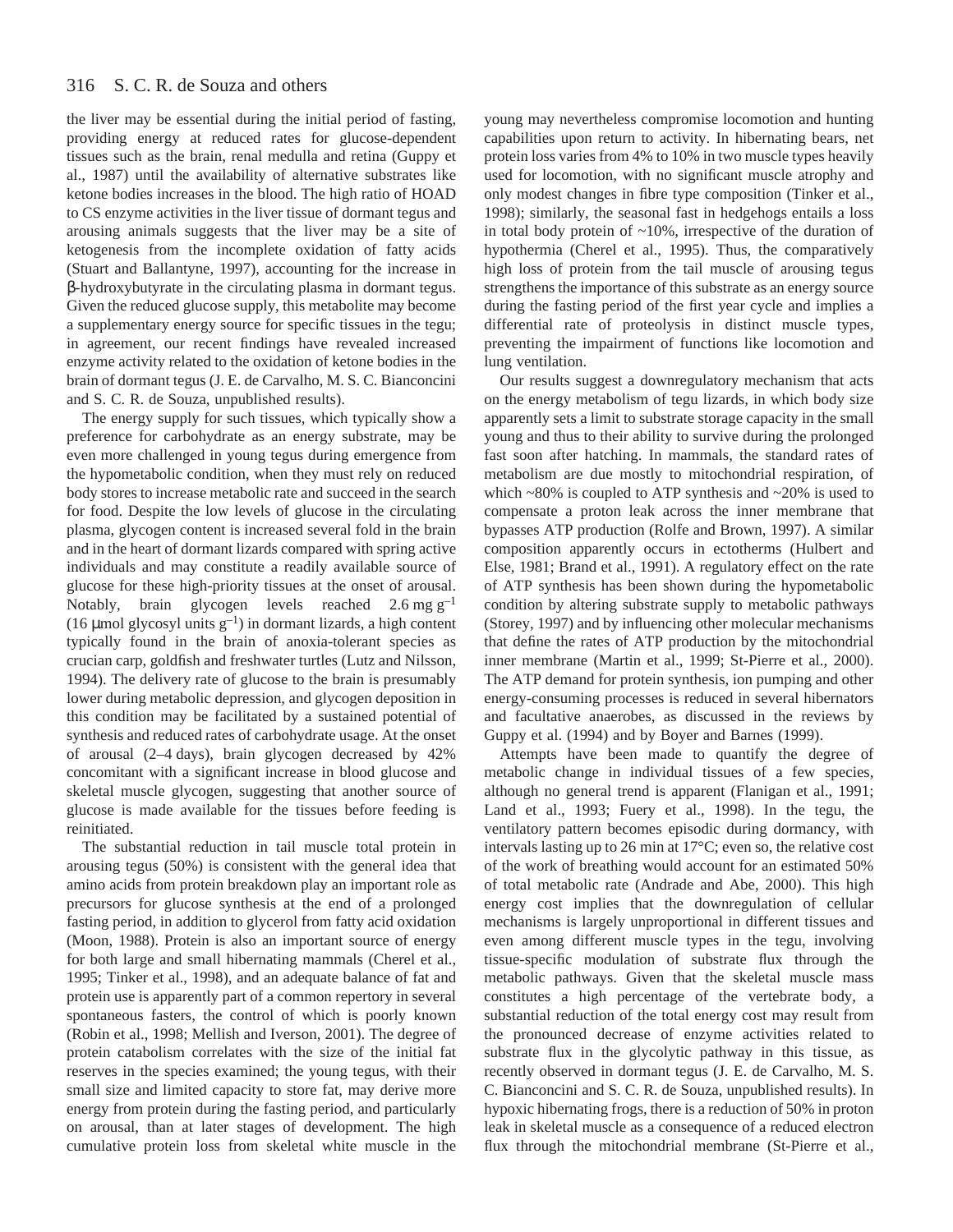the liver may be essential during the initial period of fasting, providing energy at reduced rates for glucose-dependent tissues such as the brain, renal medulla and retina (Guppy et al., 1987) until the availability of alternative substrates like ketone bodies increases in the blood. The high ratio of HOAD to CS enzyme activities in the liver tissue of dormant tegus and arousing animals suggests that the liver may be a site of ketogenesis from the incomplete oxidation of fatty acids (Stuart and Ballantyne, 1997), accounting for the increase in β-hydroxybutyrate in the circulating plasma in dormant tegus. Given the reduced glucose supply, this metabolite may become a supplementary energy source for specific tissues in the tegu; in agreement, our recent findings have revealed increased enzyme activity related to the oxidation of ketone bodies in the brain of dormant tegus (J. E. de Carvalho, M. S. C. Bianconcini and S. C. R. de Souza, unpublished results).

The energy supply for such tissues, which typically show a preference for carbohydrate as an energy substrate, may be even more challenged in young tegus during emergence from the hypometabolic condition, when they must rely on reduced body stores to increase metabolic rate and succeed in the search for food. Despite the low levels of glucose in the circulating plasma, glycogen content is increased several fold in the brain and in the heart of dormant lizards compared with spring active individuals and may constitute a readily available source of glucose for these high-priority tissues at the onset of arousal. Notably, brain glycogen levels reached 2.6 mg $g^{-1}$ (16 μmol glycosyl units $g^{-1}$) in dormant lizards, a high content typically found in the brain of anoxia-tolerant species as crucian carp, goldfish and freshwater turtles (Lutz and Nilsson, 1994). The delivery rate of glucose to the brain is presumably lower during metabolic depression, and glycogen deposition in this condition may be facilitated by a sustained potential of synthesis and reduced rates of carbohydrate usage. At the onset of arousal (2–4 days), brain glycogen decreased by 42% concomitant with a significant increase in blood glucose and skeletal muscle glycogen, suggesting that another source of glucose is made available for the tissues before feeding is reinitiated.

The substantial reduction in tail muscle total protein in arousing tegus (50%) is consistent with the general idea that amino acids from protein breakdown play an important role as precursors for glucose synthesis at the end of a prolonged fasting period, in addition to glycerol from fatty acid oxidation (Moon, 1988). Protein is also an important source of energy for both large and small hibernating mammals (Cherel et al., 1995; Tinker et al., 1998), and an adequate balance of fat and protein use is apparently part of a common repertory in several spontaneous fasters, the control of which is poorly known (Robin et al., 1998; Mellish and Iverson, 2001). The degree of protein catabolism correlates with the size of the initial fat reserves in the species examined; the young tegus, with their small size and limited capacity to store fat, may derive more energy from protein during the fasting period, and particularly on arousal, than at later stages of development. The high cumulative protein loss from skeletal white muscle in the young may nevertheless compromise locomotion and hunting capabilities upon return to activity. In hibernating bears, net protein loss varies from 4% to 10% in two muscle types heavily used for locomotion, with no significant muscle atrophy and only modest changes in fibre type composition (Tinker et al., 1998); similarly, the seasonal fast in hedgehogs entails a loss in total body protein of ~10%, irrespective of the duration of hypothermia (Cherel et al., 1995). Thus, the comparatively high loss of protein from the tail muscle of arousing tegus strengthens the importance of this substrate as an energy source during the fasting period of the first year cycle and implies a differential rate of proteolysis in distinct muscle types, preventing the impairment of functions like locomotion and lung ventilation.

Our results suggest a downregulatory mechanism that acts on the energy metabolism of tegu lizards, in which body size apparently sets a limit to substrate storage capacity in the small young and thus to their ability to survive during the prolonged fast soon after hatching. In mammals, the standard rates of metabolism are due mostly to mitochondrial respiration, of which ~80% is coupled to ATP synthesis and ~20% is used to compensate a proton leak across the inner membrane that bypasses ATP production (Rolfe and Brown, 1997). A similar composition apparently occurs in ectotherms (Hulbert and Else, 1981; Brand et al., 1991). A regulatory effect on the rate of ATP synthesis has been shown during the hypometabolic condition by altering substrate supply to metabolic pathways (Storey, 1997) and by influencing other molecular mechanisms that define the rates of ATP production by the mitochondrial inner membrane (Martin et al., 1999; St-Pierre et al., 2000). The ATP demand for protein synthesis, ion pumping and other energy-consuming processes is reduced in several hibernators and facultative anaerobes, as discussed in the reviews by Guppy et al. (1994) and by Boyer and Barnes (1999).

Attempts have been made to quantify the degree of metabolic change in individual tissues of a few species, although no general trend is apparent (Flanigan et al., 1991; Land et al., 1993; Fuery et al., 1998). In the tegu, the ventilatory pattern becomes episodic during dormancy, with intervals lasting up to 26 min at 17°C; even so, the relative cost of the work of breathing would account for an estimated 50% of total metabolic rate (Andrade and Abe, 2000). This high energy cost implies that the downregulation of cellular mechanisms is largely unproportional in different tissues and even among different muscle types in the tegu, involving tissue-specific modulation of substrate flux through the metabolic pathways. Given that the skeletal muscle mass constitutes a high percentage of the vertebrate body, a substantial reduction of the total energy cost may result from the pronounced decrease of enzyme activities related to substrate flux in the glycolytic pathway in this tissue, as recently observed in dormant tegus (J. E. de Carvalho, M. S. C. Bianconcini and S. C. R. de Souza, unpublished results). In hypoxic hibernating frogs, there is a reduction of 50% in proton leak in skeletal muscle as a consequence of a reduced electron flux through the mitochondrial membrane (St-Pierre et al.,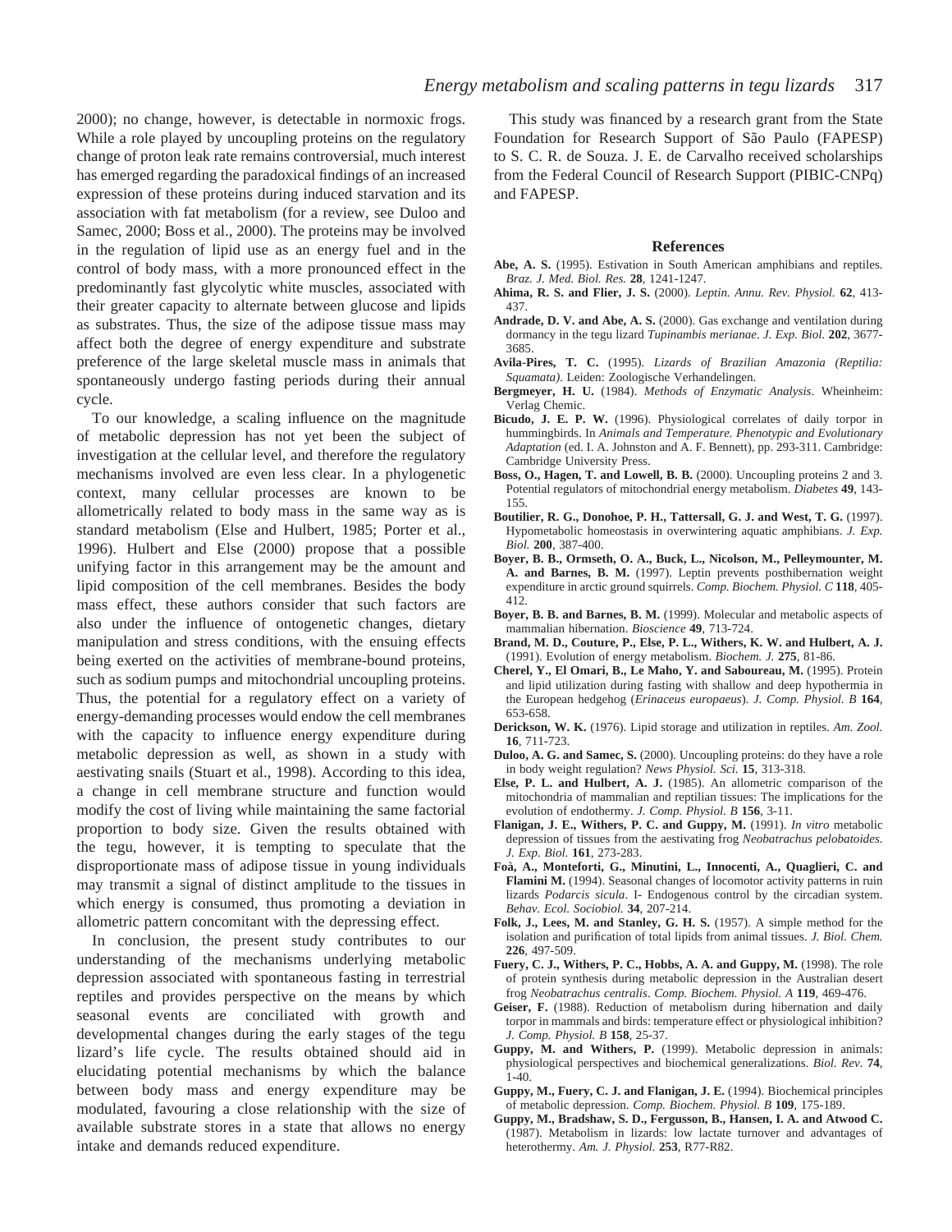2000); no change, however, is detectable in normoxic frogs. While a role played by uncoupling proteins on the regulatory change of proton leak rate remains controversial, much interest has emerged regarding the paradoxical findings of an increased expression of these proteins during induced starvation and its association with fat metabolism (for a review, see Duloo and Samec, 2000; Boss et al., 2000). The proteins may be involved in the regulation of lipid use as an energy fuel and in the control of body mass, with a more pronounced effect in the predominantly fast glycolytic white muscles, associated with their greater capacity to alternate between glucose and lipids as substrates. Thus, the size of the adipose tissue mass may affect both the degree of energy expenditure and substrate preference of the large skeletal muscle mass in animals that spontaneously undergo fasting periods during their annual cycle.

To our knowledge, a scaling influence on the magnitude of metabolic depression has not yet been the subject of investigation at the cellular level, and therefore the regulatory mechanisms involved are even less clear. In a phylogenetic context, many cellular processes are known to be allometrically related to body mass in the same way as is standard metabolism (Else and Hulbert, 1985; Porter et al., 1996). Hulbert and Else (2000) propose that a possible unifying factor in this arrangement may be the amount and lipid composition of the cell membranes. Besides the body mass effect, these authors consider that such factors are also under the influence of ontogenetic changes, dietary manipulation and stress conditions, with the ensuing effects being exerted on the activities of membrane-bound proteins, such as sodium pumps and mitochondrial uncoupling proteins. Thus, the potential for a regulatory effect on a variety of energy-demanding processes would endow the cell membranes with the capacity to influence energy expenditure during metabolic depression as well, as shown in a study with aestivating snails (Stuart et al., 1998). According to this idea, a change in cell membrane structure and function would modify the cost of living while maintaining the same factorial proportion to body size. Given the results obtained with the tegu, however, it is tempting to speculate that the disproportionate mass of adipose tissue in young individuals may transmit a signal of distinct amplitude to the tissues in which energy is consumed, thus promoting a deviation in allometric pattern concomitant with the depressing effect.

In conclusion, the present study contributes to our understanding of the mechanisms underlying metabolic depression associated with spontaneous fasting in terrestrial reptiles and provides perspective on the means by which seasonal events are conciliated with growth and developmental changes during the early stages of the tegu lizard's life cycle. The results obtained should aid in elucidating potential mechanisms by which the balance between body mass and energy expenditure may be modulated, favouring a close relationship with the size of available substrate stores in a state that allows no energy intake and demands reduced expenditure.

This study was financed by a research grant from the State Foundation for Research Support of São Paulo (FAPESP) to S. C. R. de Souza. J. E. de Carvalho received scholarships from the Federal Council of Research Support (PIBIC-CNPq) and FAPESP.

## References

**Abe, A. S.** (1995). Estivation in South American amphibians and reptiles. *Braz. J. Med. Biol. Res.* **28**, 1241-1247.

**Ahima, R. S. and Flier, J. S.** (2000). *Leptin. Annu. Rev. Physiol.* **62**, 413-437.

**Andrade, D. V. and Abe, A. S.** (2000). Gas exchange and ventilation during dormancy in the tegu lizard *Tupinambis merianae*. *J. Exp. Biol.* **202**, 3677-3685.

**Avila-Pires, T. C.** (1995). *Lizards of Brazilian Amazonia (Reptilia: Squamata)*. Leiden: Zoologische Verhandelingen.

**Bergmeyer, H. U.** (1984). *Methods of Enzymatic Analysis*. Wheinheim: Verlag Chemic.

**Bicudo, J. E. P. W.** (1996). Physiological correlates of daily torpor in hummingbirds. In *Animals and Temperature. Phenotypic and Evolutionary Adaptation* (ed. I. A. Johnston and A. F. Bennett), pp. 293-311. Cambridge: Cambridge University Press.

**Boss, O., Hagen, T. and Lowell, B. B.** (2000). Uncoupling proteins 2 and 3. Potential regulators of mitochondrial energy metabolism. *Diabetes* **49**, 143-155.

**Boutilier, R. G., Donohoe, P. H., Tattersall, G. J. and West, T. G.** (1997). Hypometabolic homeostasis in overwintering aquatic amphibians. *J. Exp. Biol.* **200**, 387-400.

**Boyer, B. B., Ormseth, O. A., Buck, L., Nicolson, M., Pelleymounter, M. A. and Barnes, B. M.** (1997). Leptin prevents posthibernation weight expenditure in arctic ground squirrels. *Comp. Biochem. Physiol. C* **118**, 405-412.

**Boyer, B. B. and Barnes, B. M.** (1999). Molecular and metabolic aspects of mammalian hibernation. *Bioscience* **49**, 713-724.

**Brand, M. D., Couture, P., Else, P. L., Withers, K. W. and Hulbert, A. J.** (1991). Evolution of energy metabolism. *Biochem. J.* **275**, 81-86.

**Cherel, Y., El Omari, B., Le Maho, Y. and Saboureau, M.** (1995). Protein and lipid utilization during fasting with shallow and deep hypothermia in the European hedgehog (*Erinaceus europaeus*). *J. Comp. Physiol. B* **164**, 653-658.

**Derickson, W. K.** (1976). Lipid storage and utilization in reptiles. *Am. Zool.* **16**, 711-723.

**Duloo, A. G. and Samec, S.** (2000). Uncoupling proteins: do they have a role in body weight regulation? *News Physiol. Sci.* **15**, 313-318.

**Else, P. L. and Hulbert, A. J.** (1985). An allometric comparison of the mitochondria of mammalian and reptilian tissues: The implications for the evolution of endothermy. *J. Comp. Physiol. B* **156**, 3-11.

**Flanigan, J. E., Withers, P. C. and Guppy, M.** (1991). *In vitro* metabolic depression of tissues from the aestivating frog *Neobatrachus pelobatoides*. *J. Exp. Biol.* **161**, 273-283.

**Foà, A., Monteforti, G., Minutini, L., Innocenti, A., Quaglieri, C. and Flamini M.** (1994). Seasonal changes of locomotor activity patterns in ruin lizards *Podarcis sicula*. I- Endogenous control by the circadian system. *Behav. Ecol. Sociobiol.* **34**, 207-214.

**Folk, J., Lees, M. and Stanley, G. H. S.** (1957). A simple method for the isolation and purification of total lipids from animal tissues. *J. Biol. Chem.* **226**, 497-509.

**Fuery, C. J., Withers, P. C., Hobbs, A. A. and Guppy, M.** (1998). The role of protein synthesis during metabolic depression in the Australian desert frog *Neobatrachus centralis*. *Comp. Biochem. Physiol. A* **119**, 469-476.

**Geiser, F.** (1988). Reduction of metabolism during hibernation and daily torpor in mammals and birds: temperature effect or physiological inhibition? *J. Comp. Physiol. B* **158**, 25-37.

**Guppy, M. and Withers, P.** (1999). Metabolic depression in animals: physiological perspectives and biochemical generalizations. *Biol. Rev.* **74**, 1-40.

**Guppy, M., Fuery, C. J. and Flanigan, J. E.** (1994). Biochemical principles of metabolic depression. *Comp. Biochem. Physiol. B* **109**, 175-189.

**Guppy, M., Bradshaw, S. D., Fergusson, B., Hansen, I. A. and Atwood C.** (1987). Metabolism in lizards: low lactate turnover and advantages of heterothermy. *Am. J. Physiol.* **253**, R77-R82.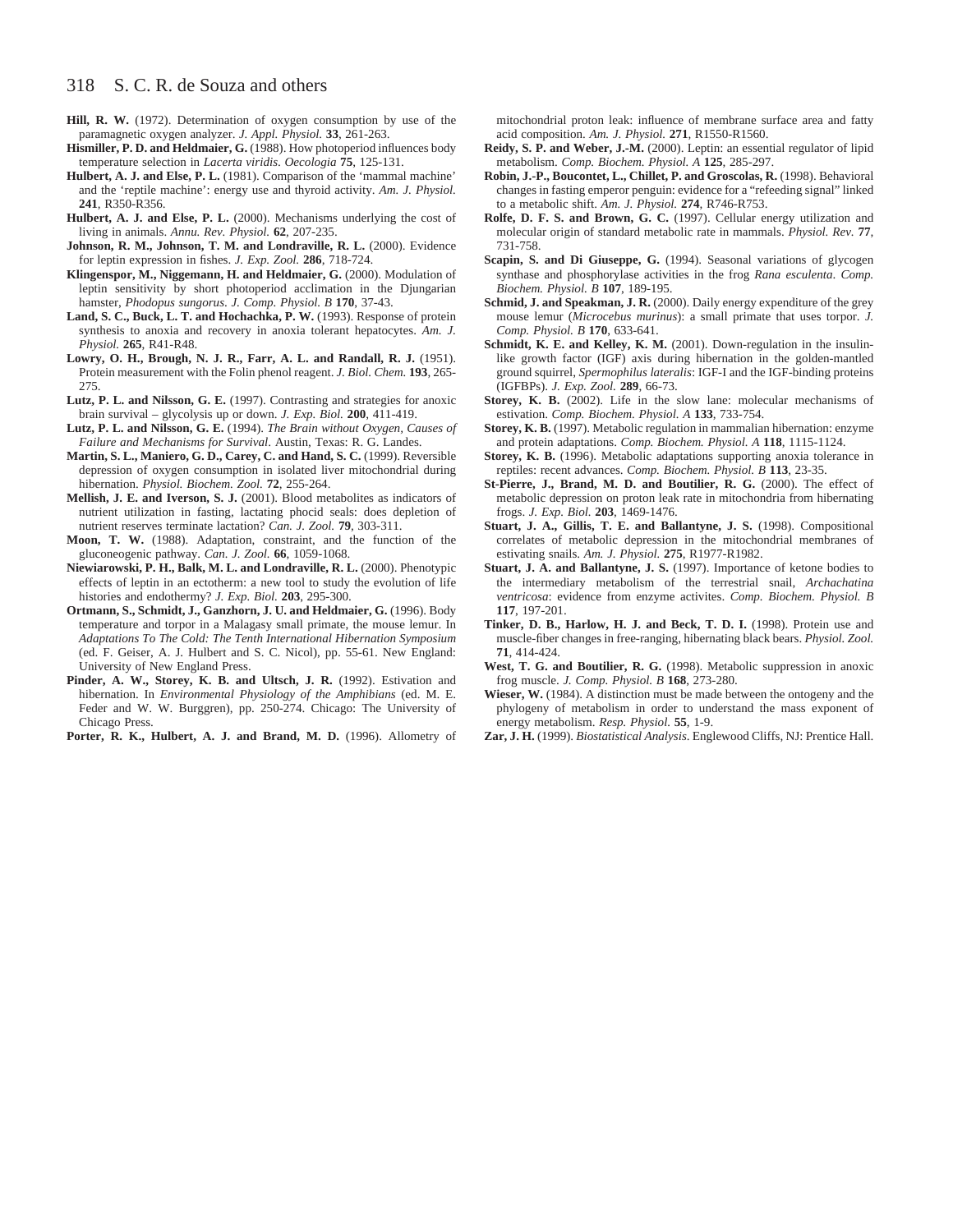**Hill, R. W.** (1972). Determination of oxygen consumption by use of the paramagnetic oxygen analyzer. *J. Appl. Physiol.* **33**, 261-263.

**Hismiller, P. D. and Heldmaier, G.** (1988). How photoperiod influences body temperature selection in *Lacerta viridis*. *Oecologia* **75**, 125-131.

**Hulbert, A. J. and Else, P. L.** (1981). Comparison of the 'mammal machine' and the 'reptile machine': energy use and thyroid activity. *Am. J. Physiol.* **241**, R350-R356.

**Hulbert, A. J. and Else, P. L.** (2000). Mechanisms underlying the cost of living in animals. *Annu. Rev. Physiol.* **62**, 207-235.

**Johnson, R. M., Johnson, T. M. and Londraville, R. L.** (2000). Evidence for leptin expression in fishes. *J. Exp. Zool.* **286**, 718-724.

**Klingenspor, M., Niggemann, H. and Heldmaier, G.** (2000). Modulation of leptin sensitivity by short photoperiod acclimation in the Djungarian hamster, *Phodopus sungorus*. *J. Comp. Physiol. B* **170**, 37-43.

**Land, S. C., Buck, L. T. and Hochachka, P. W.** (1993). Response of protein synthesis to anoxia and recovery in anoxia tolerant hepatocytes. *Am. J. Physiol.* **265**, R41-R48.

**Lowry, O. H., Brough, N. J. R., Farr, A. L. and Randall, R. J.** (1951). Protein measurement with the Folin phenol reagent. *J. Biol. Chem.* **193**, 265-275.

**Lutz, P. L. and Nilsson, G. E.** (1997). Contrasting and strategies for anoxic brain survival – glycolysis up or down. *J. Exp. Biol.* **200**, 411-419.

**Lutz, P. L. and Nilsson, G. E.** (1994). *The Brain without Oxygen, Causes of Failure and Mechanisms for Survival*. Austin, Texas: R. G. Landes.

**Martin, S. L., Maniero, G. D., Carey, C. and Hand, S. C.** (1999). Reversible depression of oxygen consumption in isolated liver mitochondrial during hibernation. *Physiol. Biochem. Zool.* **72**, 255-264.

**Mellish, J. E. and Iverson, S. J.** (2001). Blood metabolites as indicators of nutrient utilization in fasting, lactating phocid seals: does depletion of nutrient reserves terminate lactation? *Can. J. Zool.* **79**, 303-311.

**Moon, T. W.** (1988). Adaptation, constraint, and the function of the gluconeogenic pathway. *Can. J. Zool.* **66**, 1059-1068.

**Niewiarowski, P. H., Balk, M. L. and Londraville, R. L.** (2000). Phenotypic effects of leptin in an ectotherm: a new tool to study the evolution of life histories and endothermy? *J. Exp. Biol.* **203**, 295-300.

**Ortmann, S., Schmidt, J., Ganzhorn, J. U. and Heldmaier, G.** (1996). Body temperature and torpor in a Malagasy small primate, the mouse lemur. In *Adaptations To The Cold: The Tenth International Hibernation Symposium* (ed. F. Geiser, A. J. Hulbert and S. C. Nicol), pp. 55-61. New England: University of New England Press.

**Pinder, A. W., Storey, K. B. and Ultsch, J. R.** (1992). Estivation and hibernation. In *Environmental Physiology of the Amphibians* (ed. M. E. Feder and W. W. Burggren), pp. 250-274. Chicago: The University of Chicago Press.

**Porter, R. K., Hulbert, A. J. and Brand, M. D.** (1996). Allometry of mitochondrial proton leak: influence of membrane surface area and fatty acid composition. *Am. J. Physiol.* **271**, R1550-R1560.

**Reidy, S. P. and Weber, J.-M.** (2000). Leptin: an essential regulator of lipid metabolism. *Comp. Biochem. Physiol. A* **125**, 285-297.

**Robin, J.-P., Boucontet, L., Chillet, P. and Groscolas, R.** (1998). Behavioral changes in fasting emperor penguin: evidence for a "refeeding signal" linked to a metabolic shift. *Am. J. Physiol.* **274**, R746-R753.

**Rolfe, D. F. S. and Brown, G. C.** (1997). Cellular energy utilization and molecular origin of standard metabolic rate in mammals. *Physiol. Rev.* **77**, 731-758.

**Scapin, S. and Di Giuseppe, G.** (1994). Seasonal variations of glycogen synthase and phosphorylase activities in the frog *Rana esculenta*. *Comp. Biochem. Physiol. B* **107**, 189-195.

**Schmid, J. and Speakman, J. R.** (2000). Daily energy expenditure of the grey mouse lemur (*Microcebus murinus*): a small primate that uses torpor. *J. Comp. Physiol. B* **170**, 633-641.

**Schmidt, K. E. and Kelley, K. M.** (2001). Down-regulation in the insulin-like growth factor (IGF) axis during hibernation in the golden-mantled ground squirrel, *Spermophilus lateralis*: IGF-I and the IGF-binding proteins (IGFBPs). *J. Exp. Zool.* **289**, 66-73.

**Storey, K. B.** (2002). Life in the slow lane: molecular mechanisms of estivation. *Comp. Biochem. Physiol. A* **133**, 733-754.

**Storey, K. B.** (1997). Metabolic regulation in mammalian hibernation: enzyme and protein adaptations. *Comp. Biochem. Physiol. A* **118**, 1115-1124.

**Storey, K. B.** (1996). Metabolic adaptations supporting anoxia tolerance in reptiles: recent advances. *Comp. Biochem. Physiol. B* **113**, 23-35.

**St-Pierre, J., Brand, M. D. and Boutilier, R. G.** (2000). The effect of metabolic depression on proton leak rate in mitochondria from hibernating frogs. *J. Exp. Biol.* **203**, 1469-1476.

**Stuart, J. A., Gillis, T. E. and Ballantyne, J. S.** (1998). Compositional correlates of metabolic depression in the mitochondrial membranes of estivating snails. *Am. J. Physiol.* **275**, R1977-R1982.

**Stuart, J. A. and Ballantyne, J. S.** (1997). Importance of ketone bodies to the intermediary metabolism of the terrestrial snail, *Archachatina ventricosa*: evidence from enzyme activites. *Comp. Biochem. Physiol. B* **117**, 197-201.

**Tinker, D. B., Harlow, H. J. and Beck, T. D. I.** (1998). Protein use and muscle-fiber changes in free-ranging, hibernating black bears. *Physiol. Zool.* **71**, 414-424.

**West, T. G. and Boutilier, R. G.** (1998). Metabolic suppression in anoxic frog muscle. *J. Comp. Physiol. B* **168**, 273-280.

**Wieser, W.** (1984). A distinction must be made between the ontogeny and the phylogeny of metabolism in order to understand the mass exponent of energy metabolism. *Resp. Physiol.* **55**, 1-9.

**Zar, J. H.** (1999). *Biostatistical Analysis*. Englewood Cliffs, NJ: Prentice Hall.